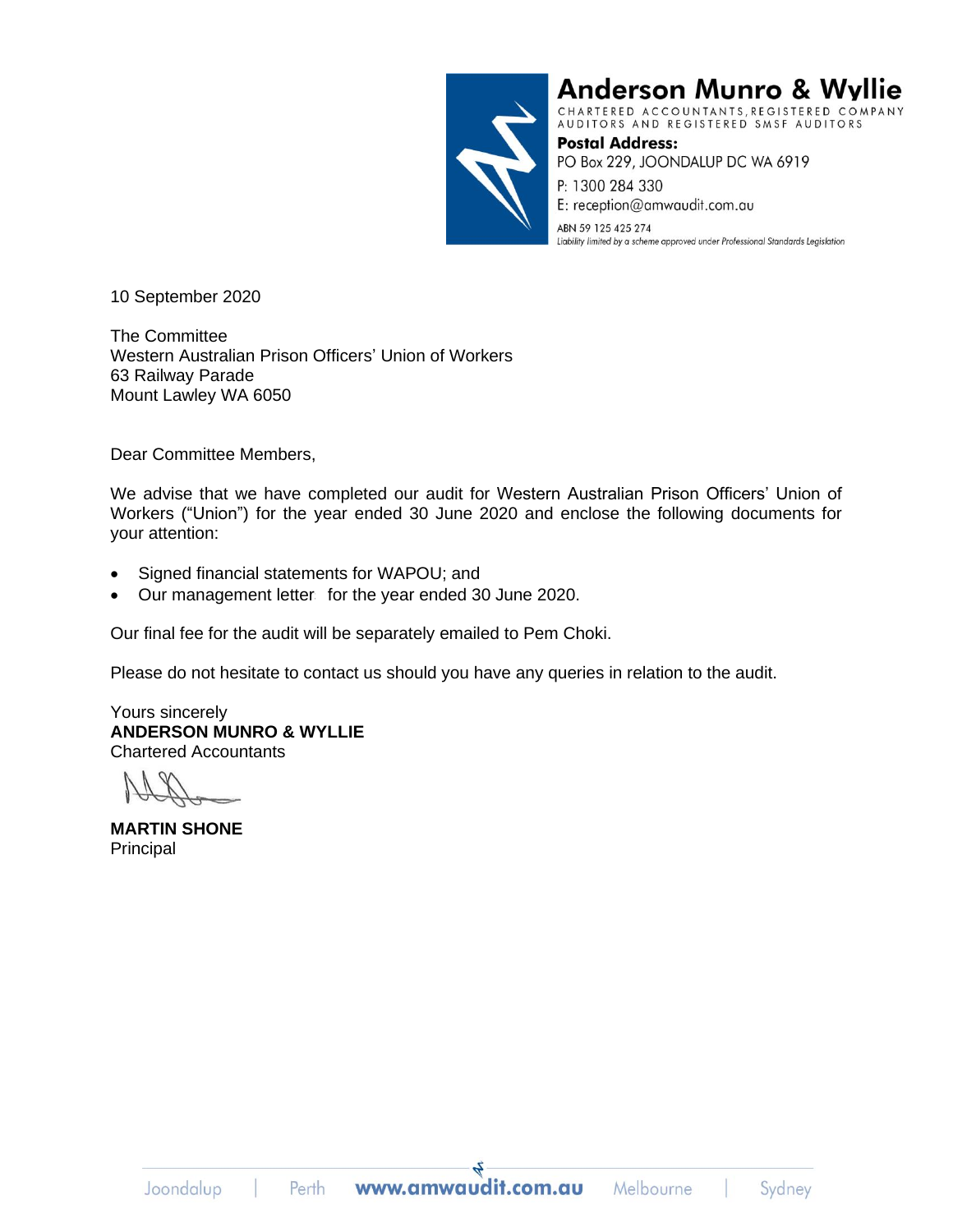**Anderson Munro & Wyllie**
CHARTERED ACCOUNTANTS, REGISTERED COMPANY AUDITORS AND REGISTERED SMSF AUDITORS

**Postal Address:**
PO Box 229, JOONDALUP DC WA 6919
P: 1300 284 330
E: reception@amwaudit.com.au
ABN 59 125 425 274
*Liability limited by a scheme approved under Professional Standards Legislation*

10 September 2020

The Committee
Western Australian Prison Officers' Union of Workers
63 Railway Parade
Mount Lawley WA 6050

Dear Committee Members,

We advise that we have completed our audit for Western Australian Prison Officers' Union of Workers ("Union") for the year ended 30 June 2020 and enclose the following documents for your attention:

- Signed financial statements for WAPOU; and
- Our management letter for the year ended 30 June 2020.

Our final fee for the audit will be separately emailed to Pem Choki.

Please do not hesitate to contact us should you have any queries in relation to the audit.

Yours sincerely
**ANDERSON MUNRO & WYLLIE**
Chartered Accountants

**MARTIN SHONE**
Principal

Joondalup | Perth **www.amwaudit.com.au** Melbourne | Sydney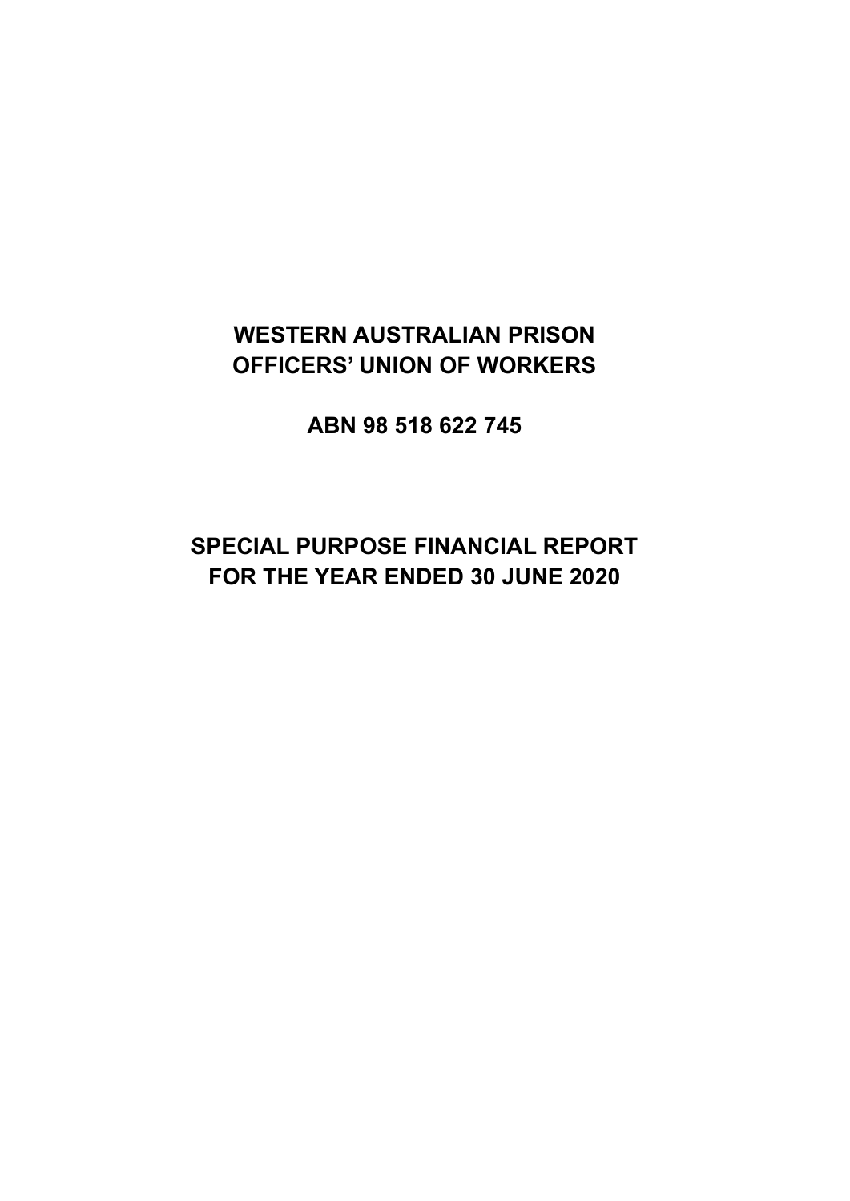# WESTERN AUSTRALIAN PRISON OFFICERS' UNION OF WORKERS

## ABN 98 518 622 745

## SPECIAL PURPOSE FINANCIAL REPORT FOR THE YEAR ENDED 30 JUNE 2020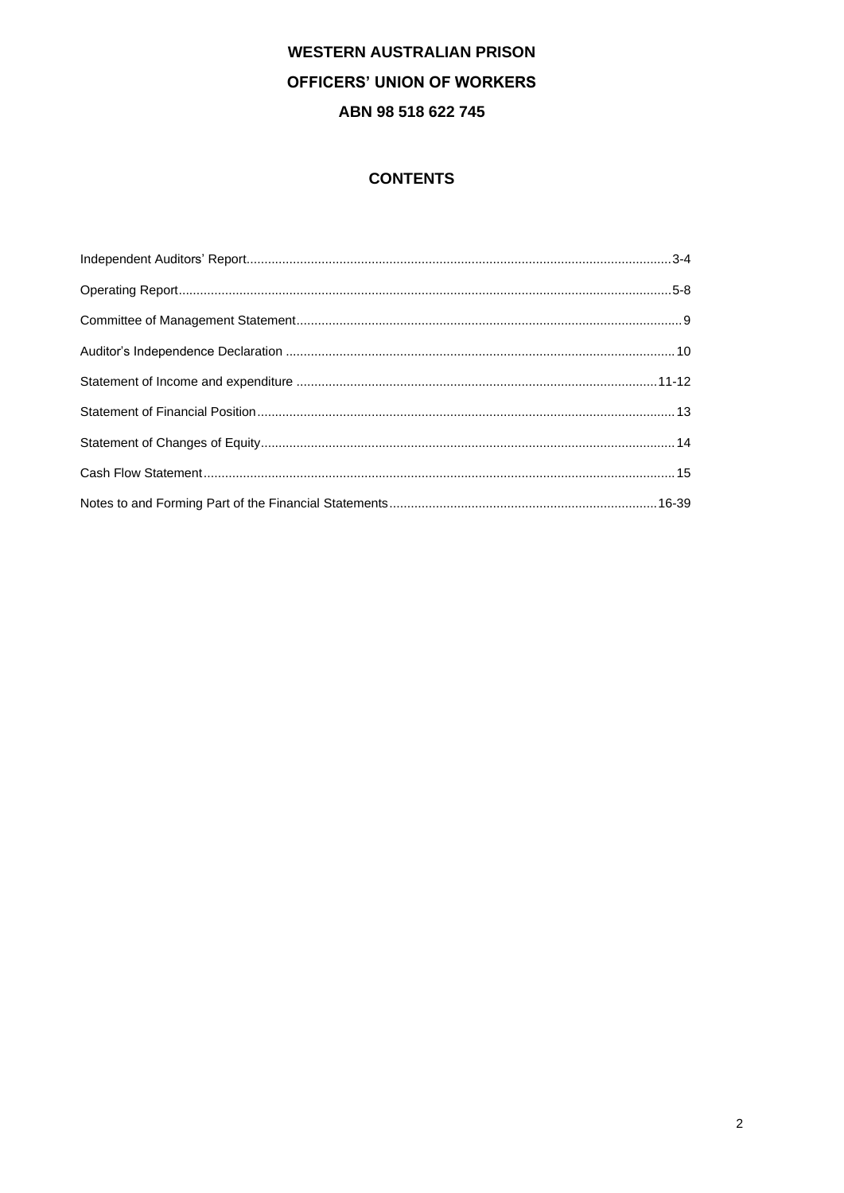**WESTERN AUSTRALIAN PRISON**

**OFFICERS' UNION OF WORKERS**

**ABN 98 518 622 745**

## CONTENTS

| | |
|---|---|
| Independent Auditors' Report | 3-4 |
| Operating Report | 5-8 |
| Committee of Management Statement | 9 |
| Auditor's Independence Declaration | 10 |
| Statement of Income and expenditure | 11-12 |
| Statement of Financial Position | 13 |
| Statement of Changes of Equity | 14 |
| Cash Flow Statement | 15 |
| Notes to and Forming Part of the Financial Statements | 16-39 |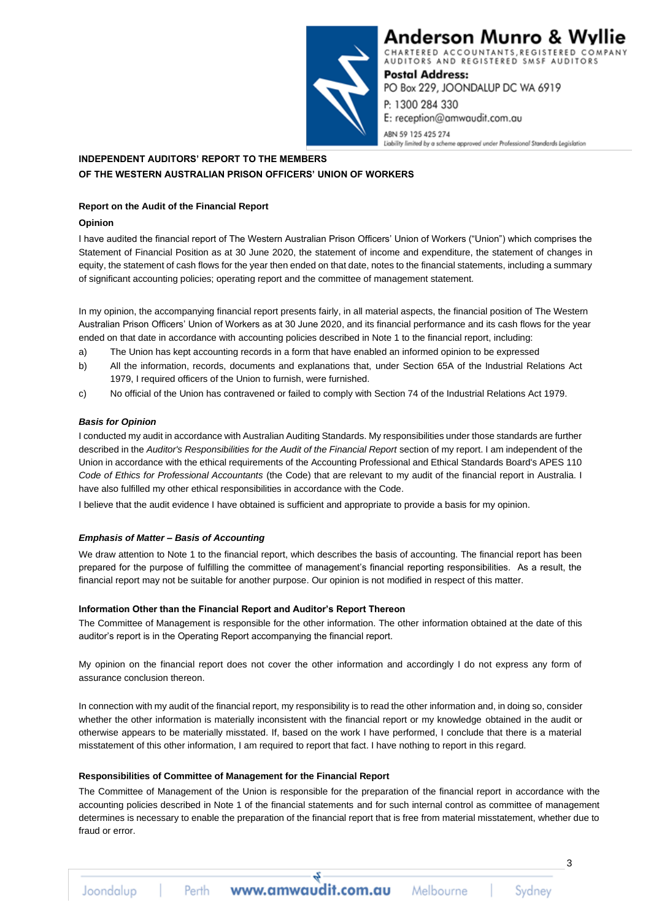**Anderson Munro & Wyllie**

CHARTERED ACCOUNTANTS, REGISTERED COMPANY AUDITORS AND REGISTERED SMSF AUDITORS

**Postal Address:**
PO Box 229, JOONDALUP DC WA 6919
P: 1300 284 330
E: reception@amwaudit.com.au
ABN 59 125 425 274
Liability limited by a scheme approved under Professional Standards Legislation

**INDEPENDENT AUDITORS' REPORT TO THE MEMBERS OF THE WESTERN AUSTRALIAN PRISON OFFICERS' UNION OF WORKERS**

**Report on the Audit of the Financial Report**

**Opinion**

I have audited the financial report of The Western Australian Prison Officers' Union of Workers ("Union") which comprises the Statement of Financial Position as at 30 June 2020, the statement of income and expenditure, the statement of changes in equity, the statement of cash flows for the year then ended on that date, notes to the financial statements, including a summary of significant accounting policies; operating report and the committee of management statement.

In my opinion, the accompanying financial report presents fairly, in all material aspects, the financial position of The Western Australian Prison Officers' Union of Workers as at 30 June 2020, and its financial performance and its cash flows for the year ended on that date in accordance with accounting policies described in Note 1 to the financial report, including:

a) The Union has kept accounting records in a form that have enabled an informed opinion to be expressed
b) All the information, records, documents and explanations that, under Section 65A of the Industrial Relations Act 1979, I required officers of the Union to furnish, were furnished.
c) No official of the Union has contravened or failed to comply with Section 74 of the Industrial Relations Act 1979.

***Basis for Opinion***

I conducted my audit in accordance with Australian Auditing Standards. My responsibilities under those standards are further described in the *Auditor's Responsibilities for the Audit of the Financial Report* section of my report. I am independent of the Union in accordance with the ethical requirements of the Accounting Professional and Ethical Standards Board's APES 110 *Code of Ethics for Professional Accountants* (the Code) that are relevant to my audit of the financial report in Australia. I have also fulfilled my other ethical responsibilities in accordance with the Code.

I believe that the audit evidence I have obtained is sufficient and appropriate to provide a basis for my opinion.

***Emphasis of Matter – Basis of Accounting***

We draw attention to Note 1 to the financial report, which describes the basis of accounting. The financial report has been prepared for the purpose of fulfilling the committee of management's financial reporting responsibilities. As a result, the financial report may not be suitable for another purpose. Our opinion is not modified in respect of this matter.

**Information Other than the Financial Report and Auditor's Report Thereon**

The Committee of Management is responsible for the other information. The other information obtained at the date of this auditor's report is in the Operating Report accompanying the financial report.

My opinion on the financial report does not cover the other information and accordingly I do not express any form of assurance conclusion thereon.

In connection with my audit of the financial report, my responsibility is to read the other information and, in doing so, consider whether the other information is materially inconsistent with the financial report or my knowledge obtained in the audit or otherwise appears to be materially misstated. If, based on the work I have performed, I conclude that there is a material misstatement of this other information, I am required to report that fact. I have nothing to report in this regard.

**Responsibilities of Committee of Management for the Financial Report**

The Committee of Management of the Union is responsible for the preparation of the financial report in accordance with the accounting policies described in Note 1 of the financial statements and for such internal control as committee of management determines is necessary to enable the preparation of the financial report that is free from material misstatement, whether due to fraud or error.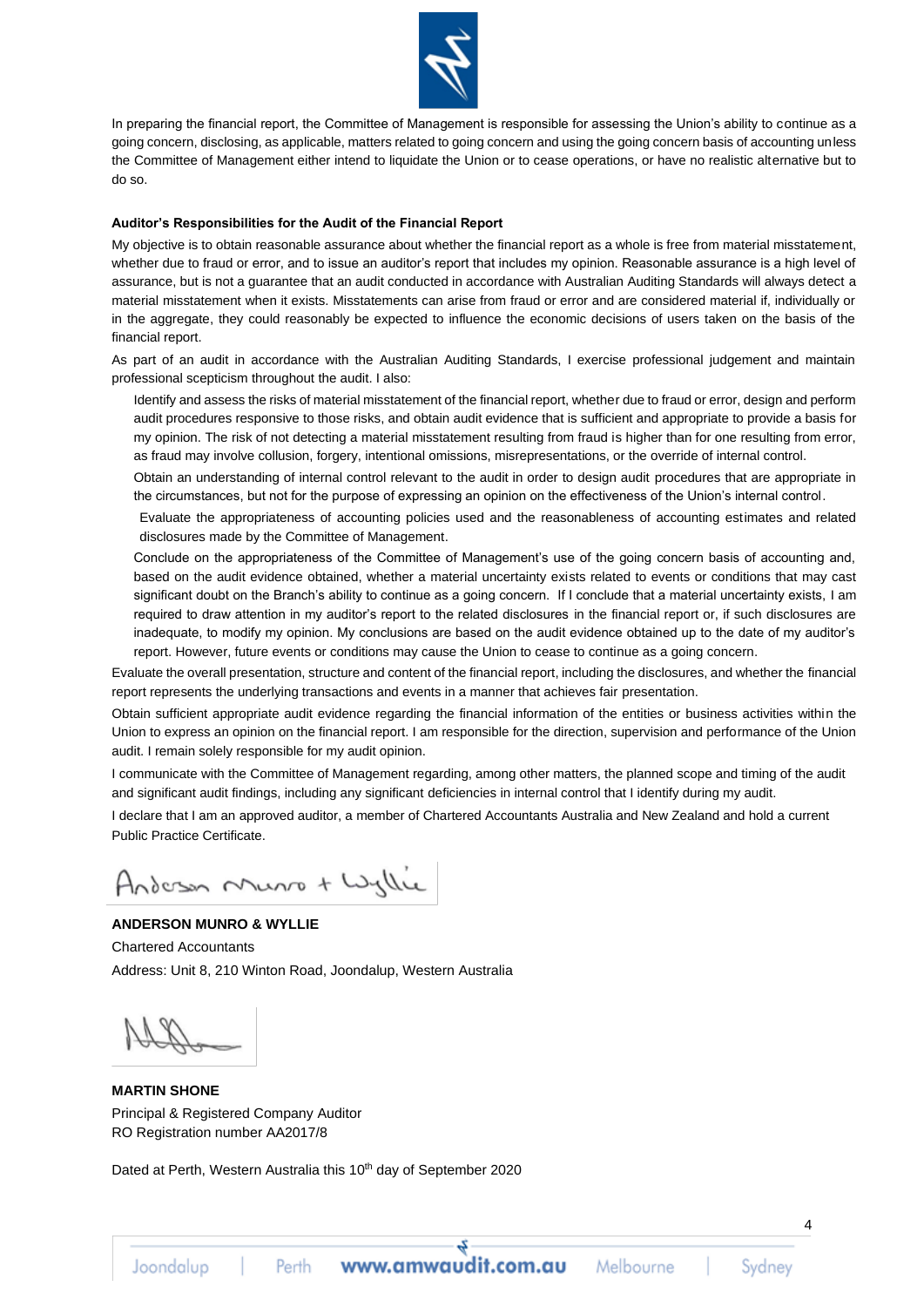In preparing the financial report, the Committee of Management is responsible for assessing the Union's ability to continue as a going concern, disclosing, as applicable, matters related to going concern and using the going concern basis of accounting unless the Committee of Management either intend to liquidate the Union or to cease operations, or have no realistic alternative but to do so.

**Auditor's Responsibilities for the Audit of the Financial Report**

My objective is to obtain reasonable assurance about whether the financial report as a whole is free from material misstatement, whether due to fraud or error, and to issue an auditor's report that includes my opinion. Reasonable assurance is a high level of assurance, but is not a guarantee that an audit conducted in accordance with Australian Auditing Standards will always detect a material misstatement when it exists. Misstatements can arise from fraud or error and are considered material if, individually or in the aggregate, they could reasonably be expected to influence the economic decisions of users taken on the basis of the financial report.

As part of an audit in accordance with the Australian Auditing Standards, I exercise professional judgement and maintain professional scepticism throughout the audit. I also:

- Identify and assess the risks of material misstatement of the financial report, whether due to fraud or error, design and perform audit procedures responsive to those risks, and obtain audit evidence that is sufficient and appropriate to provide a basis for my opinion. The risk of not detecting a material misstatement resulting from fraud is higher than for one resulting from error, as fraud may involve collusion, forgery, intentional omissions, misrepresentations, or the override of internal control.
- Obtain an understanding of internal control relevant to the audit in order to design audit procedures that are appropriate in the circumstances, but not for the purpose of expressing an opinion on the effectiveness of the Union's internal control.
- Evaluate the appropriateness of accounting policies used and the reasonableness of accounting estimates and related disclosures made by the Committee of Management.
- Conclude on the appropriateness of the Committee of Management's use of the going concern basis of accounting and, based on the audit evidence obtained, whether a material uncertainty exists related to events or conditions that may cast significant doubt on the Branch's ability to continue as a going concern. If I conclude that a material uncertainty exists, I am required to draw attention in my auditor's report to the related disclosures in the financial report or, if such disclosures are inadequate, to modify my opinion. My conclusions are based on the audit evidence obtained up to the date of my auditor's report. However, future events or conditions may cause the Union to cease to continue as a going concern.

Evaluate the overall presentation, structure and content of the financial report, including the disclosures, and whether the financial report represents the underlying transactions and events in a manner that achieves fair presentation.

Obtain sufficient appropriate audit evidence regarding the financial information of the entities or business activities within the Union to express an opinion on the financial report. I am responsible for the direction, supervision and performance of the Union audit. I remain solely responsible for my audit opinion.

I communicate with the Committee of Management regarding, among other matters, the planned scope and timing of the audit and significant audit findings, including any significant deficiencies in internal control that I identify during my audit.

I declare that I am an approved auditor, a member of Chartered Accountants Australia and New Zealand and hold a current Public Practice Certificate.

Anderson Munro + Wyllie

**ANDERSON MUNRO & WYLLIE**

Chartered Accountants

Address: Unit 8, 210 Winton Road, Joondalup, Western Australia

**MARTIN SHONE**

Principal & Registered Company Auditor

RO Registration number AA2017/8

Dated at Perth, Western Australia this 10th day of September 2020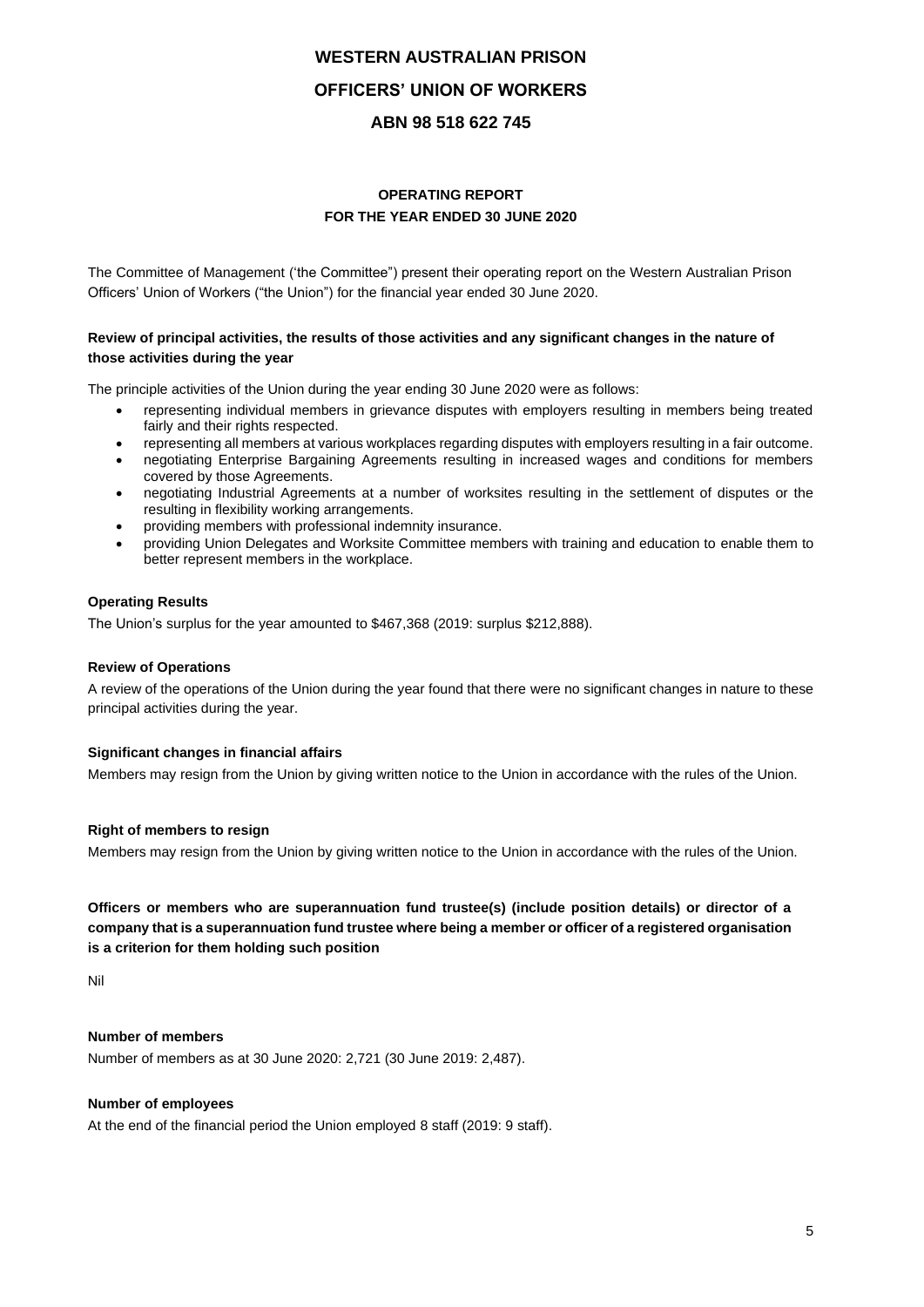# WESTERN AUSTRALIAN PRISON OFFICERS' UNION OF WORKERS

## ABN 98 518 622 745

### OPERATING REPORT
### FOR THE YEAR ENDED 30 JUNE 2020

The Committee of Management ('the Committee") present their operating report on the Western Australian Prison Officers' Union of Workers ("the Union") for the financial year ended 30 June 2020.

**Review of principal activities, the results of those activities and any significant changes in the nature of those activities during the year**

The principle activities of the Union during the year ending 30 June 2020 were as follows:

- representing individual members in grievance disputes with employers resulting in members being treated fairly and their rights respected.
- representing all members at various workplaces regarding disputes with employers resulting in a fair outcome.
- negotiating Enterprise Bargaining Agreements resulting in increased wages and conditions for members covered by those Agreements.
- negotiating Industrial Agreements at a number of worksites resulting in the settlement of disputes or the resulting in flexibility working arrangements.
- providing members with professional indemnity insurance.
- providing Union Delegates and Worksite Committee members with training and education to enable them to better represent members in the workplace.

**Operating Results**

The Union's surplus for the year amounted to $467,368 (2019: surplus $212,888).

**Review of Operations**

A review of the operations of the Union during the year found that there were no significant changes in nature to these principal activities during the year.

**Significant changes in financial affairs**

Members may resign from the Union by giving written notice to the Union in accordance with the rules of the Union.

**Right of members to resign**

Members may resign from the Union by giving written notice to the Union in accordance with the rules of the Union.

**Officers or members who are superannuation fund trustee(s) (include position details) or director of a company that is a superannuation fund trustee where being a member or officer of a registered organisation is a criterion for them holding such position**

Nil

**Number of members**

Number of members as at 30 June 2020: 2,721 (30 June 2019: 2,487).

**Number of employees**

At the end of the financial period the Union employed 8 staff (2019: 9 staff).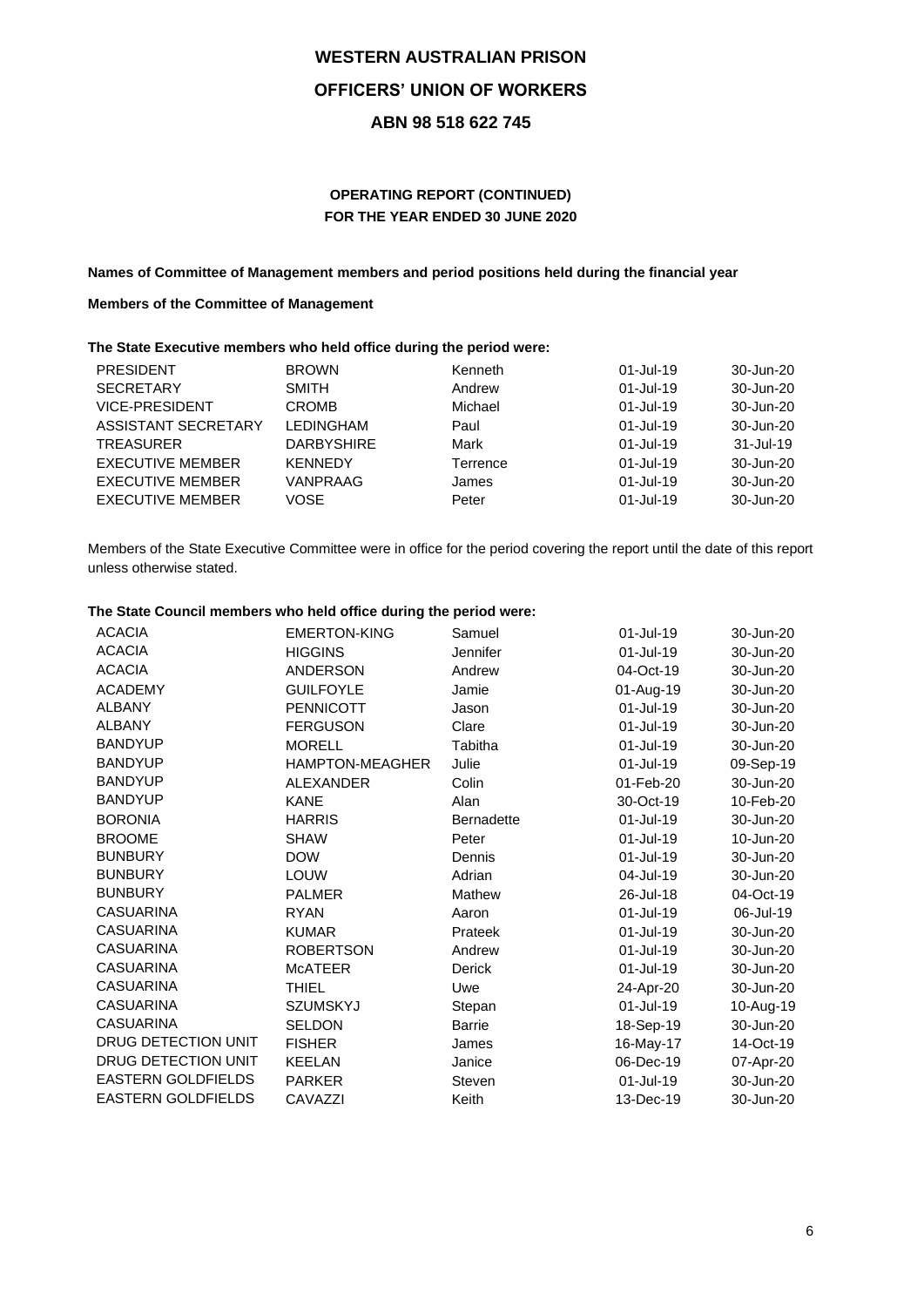# WESTERN AUSTRALIAN PRISON OFFICERS' UNION OF WORKERS

## ABN 98 518 622 745

### OPERATING REPORT (CONTINUED)
### FOR THE YEAR ENDED 30 JUNE 2020

**Names of Committee of Management members and period positions held during the financial year**

**Members of the Committee of Management**

**The State Executive members who held office during the period were:**

| | | | | |
|---|---|---|---|---|
| PRESIDENT | BROWN | Kenneth | 01-Jul-19 | 30-Jun-20 |
| SECRETARY | SMITH | Andrew | 01-Jul-19 | 30-Jun-20 |
| VICE-PRESIDENT | CROMB | Michael | 01-Jul-19 | 30-Jun-20 |
| ASSISTANT SECRETARY | LEDINGHAM | Paul | 01-Jul-19 | 30-Jun-20 |
| TREASURER | DARBYSHIRE | Mark | 01-Jul-19 | 31-Jul-19 |
| EXECUTIVE MEMBER | KENNEDY | Terrence | 01-Jul-19 | 30-Jun-20 |
| EXECUTIVE MEMBER | VANPRAAG | James | 01-Jul-19 | 30-Jun-20 |
| EXECUTIVE MEMBER | VOSE | Peter | 01-Jul-19 | 30-Jun-20 |

Members of the State Executive Committee were in office for the period covering the report until the date of this report unless otherwise stated.

**The State Council members who held office during the period were:**

| | | | | |
|---|---|---|---|---|
| ACACIA | EMERTON-KING | Samuel | 01-Jul-19 | 30-Jun-20 |
| ACACIA | HIGGINS | Jennifer | 01-Jul-19 | 30-Jun-20 |
| ACACIA | ANDERSON | Andrew | 04-Oct-19 | 30-Jun-20 |
| ACADEMY | GUILFOYLE | Jamie | 01-Aug-19 | 30-Jun-20 |
| ALBANY | PENNICOTT | Jason | 01-Jul-19 | 30-Jun-20 |
| ALBANY | FERGUSON | Clare | 01-Jul-19 | 30-Jun-20 |
| BANDYUP | MORELL | Tabitha | 01-Jul-19 | 30-Jun-20 |
| BANDYUP | HAMPTON-MEAGHER | Julie | 01-Jul-19 | 09-Sep-19 |
| BANDYUP | ALEXANDER | Colin | 01-Feb-20 | 30-Jun-20 |
| BANDYUP | KANE | Alan | 30-Oct-19 | 10-Feb-20 |
| BORONIA | HARRIS | Bernadette | 01-Jul-19 | 30-Jun-20 |
| BROOME | SHAW | Peter | 01-Jul-19 | 10-Jun-20 |
| BUNBURY | DOW | Dennis | 01-Jul-19 | 30-Jun-20 |
| BUNBURY | LOUW | Adrian | 04-Jul-19 | 30-Jun-20 |
| BUNBURY | PALMER | Mathew | 26-Jul-18 | 04-Oct-19 |
| CASUARINA | RYAN | Aaron | 01-Jul-19 | 06-Jul-19 |
| CASUARINA | KUMAR | Prateek | 01-Jul-19 | 30-Jun-20 |
| CASUARINA | ROBERTSON | Andrew | 01-Jul-19 | 30-Jun-20 |
| CASUARINA | McATEER | Derick | 01-Jul-19 | 30-Jun-20 |
| CASUARINA | THIEL | Uwe | 24-Apr-20 | 30-Jun-20 |
| CASUARINA | SZUMSKYJ | Stepan | 01-Jul-19 | 10-Aug-19 |
| CASUARINA | SELDON | Barrie | 18-Sep-19 | 30-Jun-20 |
| DRUG DETECTION UNIT | FISHER | James | 16-May-17 | 14-Oct-19 |
| DRUG DETECTION UNIT | KEELAN | Janice | 06-Dec-19 | 07-Apr-20 |
| EASTERN GOLDFIELDS | PARKER | Steven | 01-Jul-19 | 30-Jun-20 |
| EASTERN GOLDFIELDS | CAVAZZI | Keith | 13-Dec-19 | 30-Jun-20 |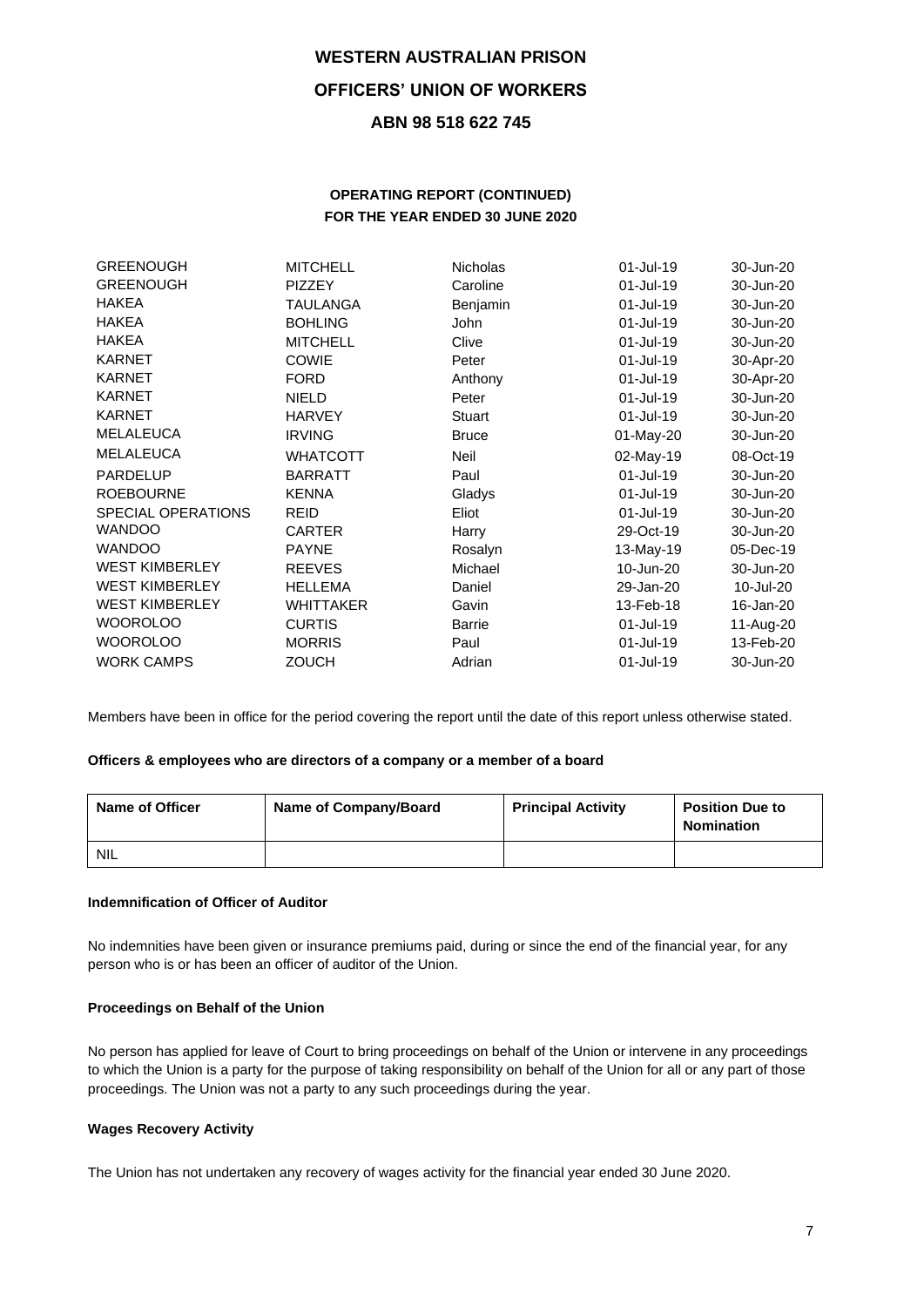# WESTERN AUSTRALIAN PRISON OFFICERS' UNION OF WORKERS

## ABN 98 518 622 745

### OPERATING REPORT (CONTINUED)
### FOR THE YEAR ENDED 30 JUNE 2020

| | | | | |
|---|---|---|---|---|
| GREENOUGH | MITCHELL | Nicholas | 01-Jul-19 | 30-Jun-20 |
| GREENOUGH | PIZZEY | Caroline | 01-Jul-19 | 30-Jun-20 |
| HAKEA | TAULANGA | Benjamin | 01-Jul-19 | 30-Jun-20 |
| HAKEA | BOHLING | John | 01-Jul-19 | 30-Jun-20 |
| HAKEA | MITCHELL | Clive | 01-Jul-19 | 30-Jun-20 |
| KARNET | COWIE | Peter | 01-Jul-19 | 30-Apr-20 |
| KARNET | FORD | Anthony | 01-Jul-19 | 30-Apr-20 |
| KARNET | NIELD | Peter | 01-Jul-19 | 30-Jun-20 |
| KARNET | HARVEY | Stuart | 01-Jul-19 | 30-Jun-20 |
| MELALEUCA | IRVING | Bruce | 01-May-20 | 30-Jun-20 |
| MELALEUCA | WHATCOTT | Neil | 02-May-19 | 08-Oct-19 |
| PARDELUP | BARRATT | Paul | 01-Jul-19 | 30-Jun-20 |
| ROEBOURNE | KENNA | Gladys | 01-Jul-19 | 30-Jun-20 |
| SPECIAL OPERATIONS | REID | Eliot | 01-Jul-19 | 30-Jun-20 |
| WANDOO | CARTER | Harry | 29-Oct-19 | 30-Jun-20 |
| WANDOO | PAYNE | Rosalyn | 13-May-19 | 05-Dec-19 |
| WEST KIMBERLEY | REEVES | Michael | 10-Jun-20 | 30-Jun-20 |
| WEST KIMBERLEY | HELLEMA | Daniel | 29-Jan-20 | 10-Jul-20 |
| WEST KIMBERLEY | WHITTAKER | Gavin | 13-Feb-18 | 16-Jan-20 |
| WOOROLOO | CURTIS | Barrie | 01-Jul-19 | 11-Aug-20 |
| WOOROLOO | MORRIS | Paul | 01-Jul-19 | 13-Feb-20 |
| WORK CAMPS | ZOUCH | Adrian | 01-Jul-19 | 30-Jun-20 |

Members have been in office for the period covering the report until the date of this report unless otherwise stated.

**Officers & employees who are directors of a company or a member of a board**

| Name of Officer | Name of Company/Board | Principal Activity | Position Due to Nomination |
|---|---|---|---|
| NIL | | | |

**Indemnification of Officer of Auditor**

No indemnities have been given or insurance premiums paid, during or since the end of the financial year, for any person who is or has been an officer of auditor of the Union.

**Proceedings on Behalf of the Union**

No person has applied for leave of Court to bring proceedings on behalf of the Union or intervene in any proceedings to which the Union is a party for the purpose of taking responsibility on behalf of the Union for all or any part of those proceedings. The Union was not a party to any such proceedings during the year.

**Wages Recovery Activity**

The Union has not undertaken any recovery of wages activity for the financial year ended 30 June 2020.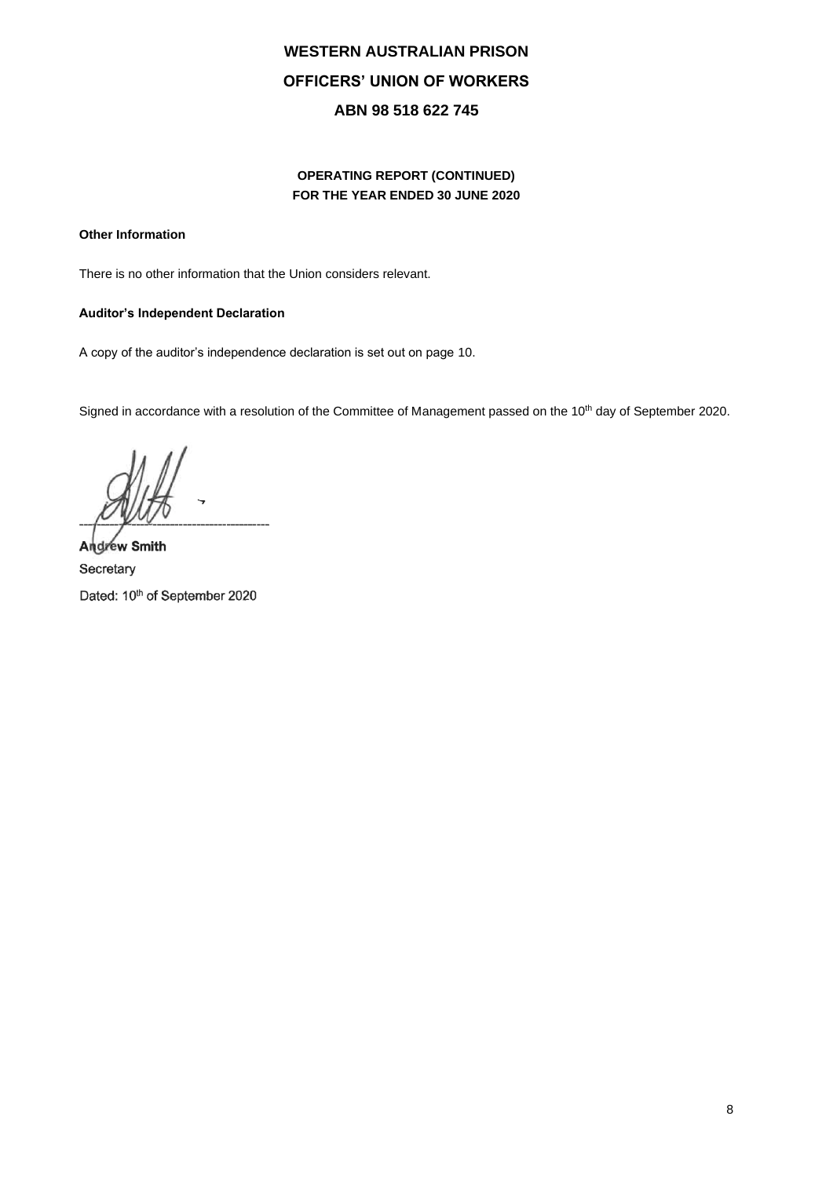# WESTERN AUSTRALIAN PRISON

# OFFICERS' UNION OF WORKERS

# ABN 98 518 622 745

**OPERATING REPORT (CONTINUED)**
**FOR THE YEAR ENDED 30 JUNE 2020**

**Other Information**

There is no other information that the Union considers relevant.

**Auditor's Independent Declaration**

A copy of the auditor's independence declaration is set out on page 10.

Signed in accordance with a resolution of the Committee of Management passed on the 10th day of September 2020.

-------------------------------------------

**Andrew Smith**
Secretary
Dated: 10th of September 2020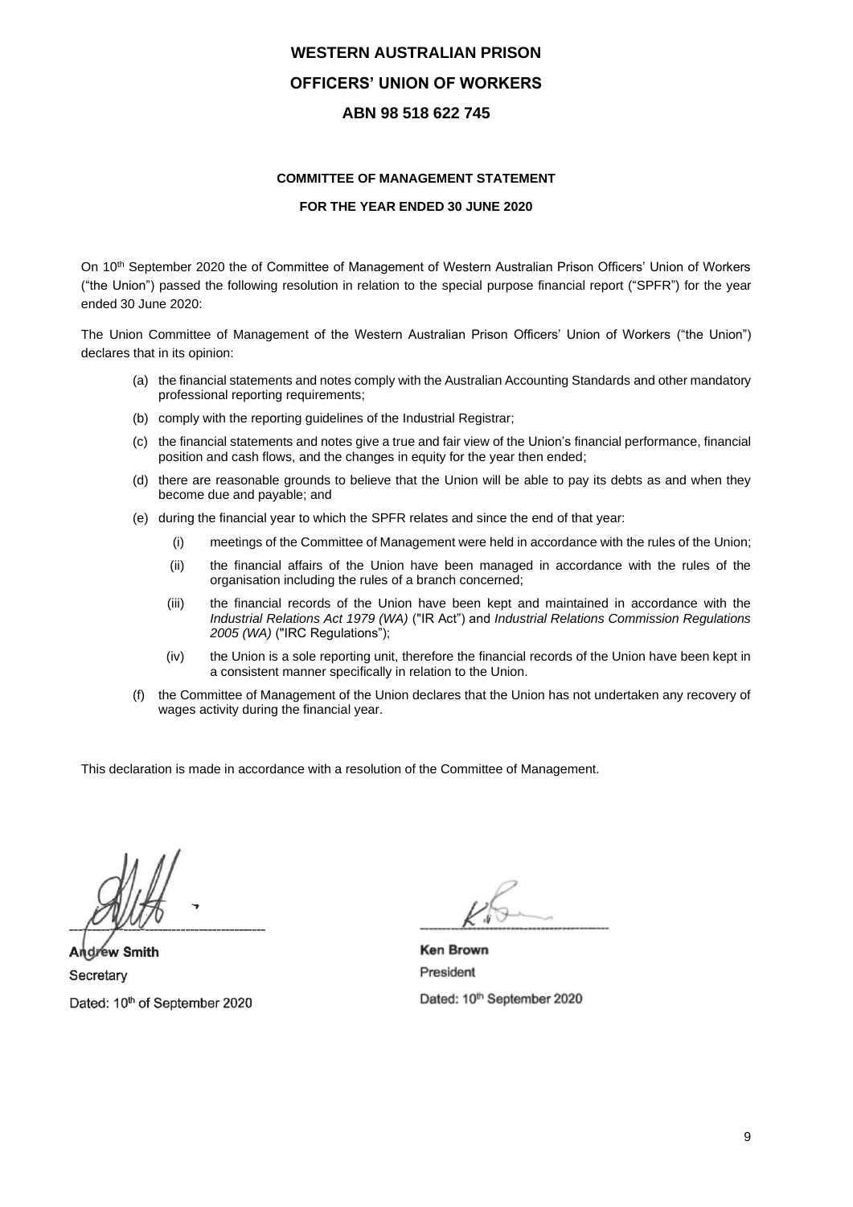# WESTERN AUSTRALIAN PRISON OFFICERS' UNION OF WORKERS

## ABN 98 518 622 745

### COMMITTEE OF MANAGEMENT STATEMENT

### FOR THE YEAR ENDED 30 JUNE 2020

On 10th September 2020 the of Committee of Management of Western Australian Prison Officers' Union of Workers ("the Union") passed the following resolution in relation to the special purpose financial report ("SPFR") for the year ended 30 June 2020:

The Union Committee of Management of the Western Australian Prison Officers' Union of Workers ("the Union") declares that in its opinion:

(a) the financial statements and notes comply with the Australian Accounting Standards and other mandatory professional reporting requirements;

(b) comply with the reporting guidelines of the Industrial Registrar;

(c) the financial statements and notes give a true and fair view of the Union's financial performance, financial position and cash flows, and the changes in equity for the year then ended;

(d) there are reasonable grounds to believe that the Union will be able to pay its debts as and when they become due and payable; and

(e) during the financial year to which the SPFR relates and since the end of that year:

  (i) meetings of the Committee of Management were held in accordance with the rules of the Union;

  (ii) the financial affairs of the Union have been managed in accordance with the rules of the organisation including the rules of a branch concerned;

  (iii) the financial records of the Union have been kept and maintained in accordance with the *Industrial Relations Act 1979 (WA)* ("IR Act") and *Industrial Relations Commission Regulations 2005 (WA)* ("IRC Regulations");

  (iv) the Union is a sole reporting unit, therefore the financial records of the Union have been kept in a consistent manner specifically in relation to the Union.

(f) the Committee of Management of the Union declares that the Union has not undertaken any recovery of wages activity during the financial year.

This declaration is made in accordance with a resolution of the Committee of Management.

**Andrew Smith**
Secretary
Dated: 10th of September 2020

**Ken Brown**
President
Dated: 10th September 2020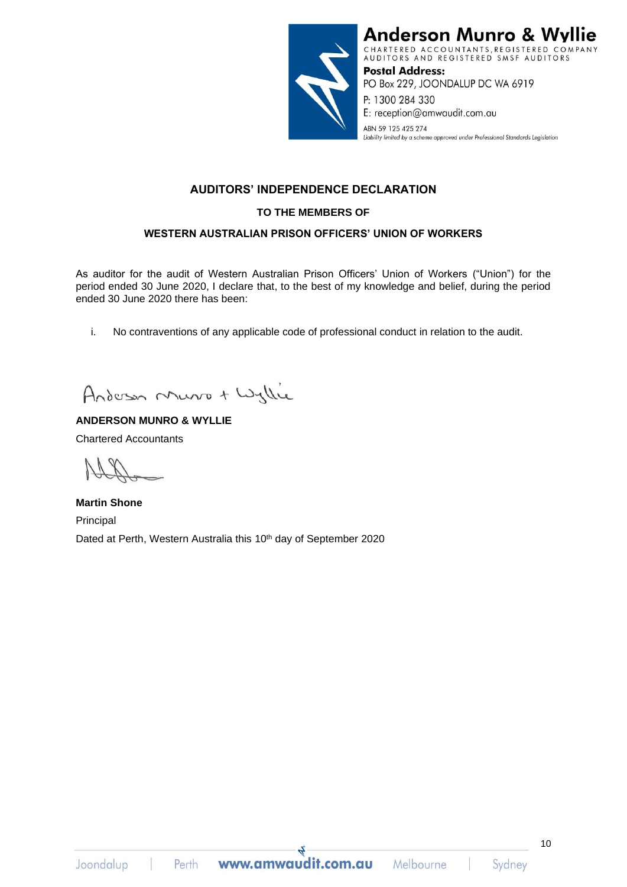**Anderson Munro & Wyllie**

CHARTERED ACCOUNTANTS, REGISTERED COMPANY AUDITORS AND REGISTERED SMSF AUDITORS

**Postal Address:**
PO Box 229, JOONDALUP DC WA 6919
P: 1300 284 330
E: reception@amwaudit.com.au
ABN 59 125 425 274
*Liability limited by a scheme approved under Professional Standards Legislation*

# AUDITORS' INDEPENDENCE DECLARATION

## TO THE MEMBERS OF

## WESTERN AUSTRALIAN PRISON OFFICERS' UNION OF WORKERS

As auditor for the audit of Western Australian Prison Officers' Union of Workers ("Union") for the period ended 30 June 2020, I declare that, to the best of my knowledge and belief, during the period ended 30 June 2020 there has been:

i. No contraventions of any applicable code of professional conduct in relation to the audit.

Anderson Munro + Wyllie

**ANDERSON MUNRO & WYLLIE**

Chartered Accountants

**Martin Shone**

Principal

Dated at Perth, Western Australia this 10th day of September 2020

Joondalup | Perth **www.amwaudit.com.au** Melbourne | Sydney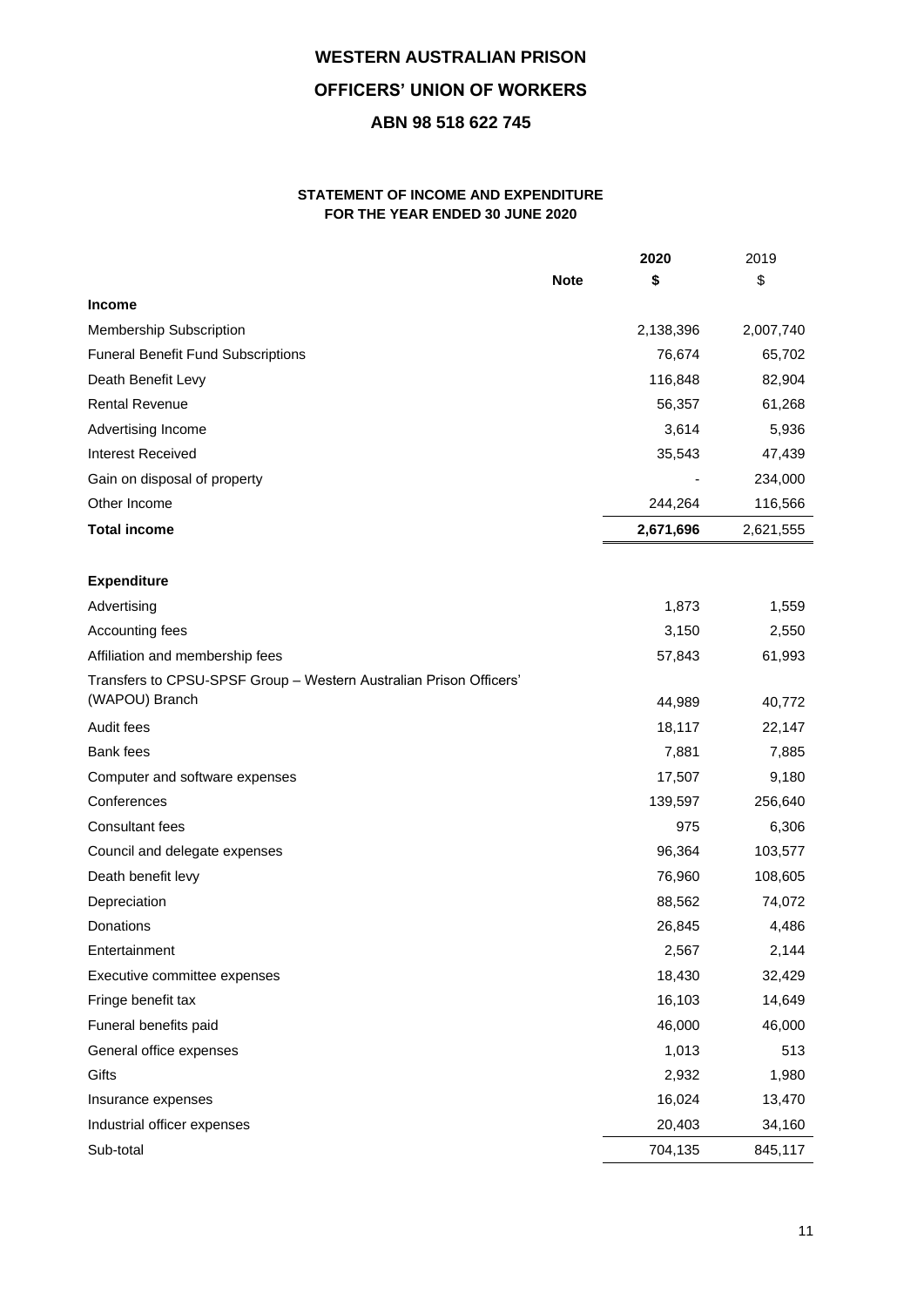# WESTERN AUSTRALIAN PRISON

# OFFICERS' UNION OF WORKERS

# ABN 98 518 622 745

## STATEMENT OF INCOME AND EXPENDITURE
## FOR THE YEAR ENDED 30 JUNE 2020

| | Note | 2020 $ | 2019 $ |
|---|---|---|---|
| **Income** | | | |
| Membership Subscription | | 2,138,396 | 2,007,740 |
| Funeral Benefit Fund Subscriptions | | 76,674 | 65,702 |
| Death Benefit Levy | | 116,848 | 82,904 |
| Rental Revenue | | 56,357 | 61,268 |
| Advertising Income | | 3,614 | 5,936 |
| Interest Received | | 35,543 | 47,439 |
| Gain on disposal of property | | - | 234,000 |
| Other Income | | 244,264 | 116,566 |
| **Total income** | | **2,671,696** | 2,621,555 |
| | | | |
| **Expenditure** | | | |
| Advertising | | 1,873 | 1,559 |
| Accounting fees | | 3,150 | 2,550 |
| Affiliation and membership fees | | 57,843 | 61,993 |
| Transfers to CPSU-SPSF Group – Western Australian Prison Officers' (WAPOU) Branch | | 44,989 | 40,772 |
| Audit fees | | 18,117 | 22,147 |
| Bank fees | | 7,881 | 7,885 |
| Computer and software expenses | | 17,507 | 9,180 |
| Conferences | | 139,597 | 256,640 |
| Consultant fees | | 975 | 6,306 |
| Council and delegate expenses | | 96,364 | 103,577 |
| Death benefit levy | | 76,960 | 108,605 |
| Depreciation | | 88,562 | 74,072 |
| Donations | | 26,845 | 4,486 |
| Entertainment | | 2,567 | 2,144 |
| Executive committee expenses | | 18,430 | 32,429 |
| Fringe benefit tax | | 16,103 | 14,649 |
| Funeral benefits paid | | 46,000 | 46,000 |
| General office expenses | | 1,013 | 513 |
| Gifts | | 2,932 | 1,980 |
| Insurance expenses | | 16,024 | 13,470 |
| Industrial officer expenses | | 20,403 | 34,160 |
| Sub-total | | 704,135 | 845,117 |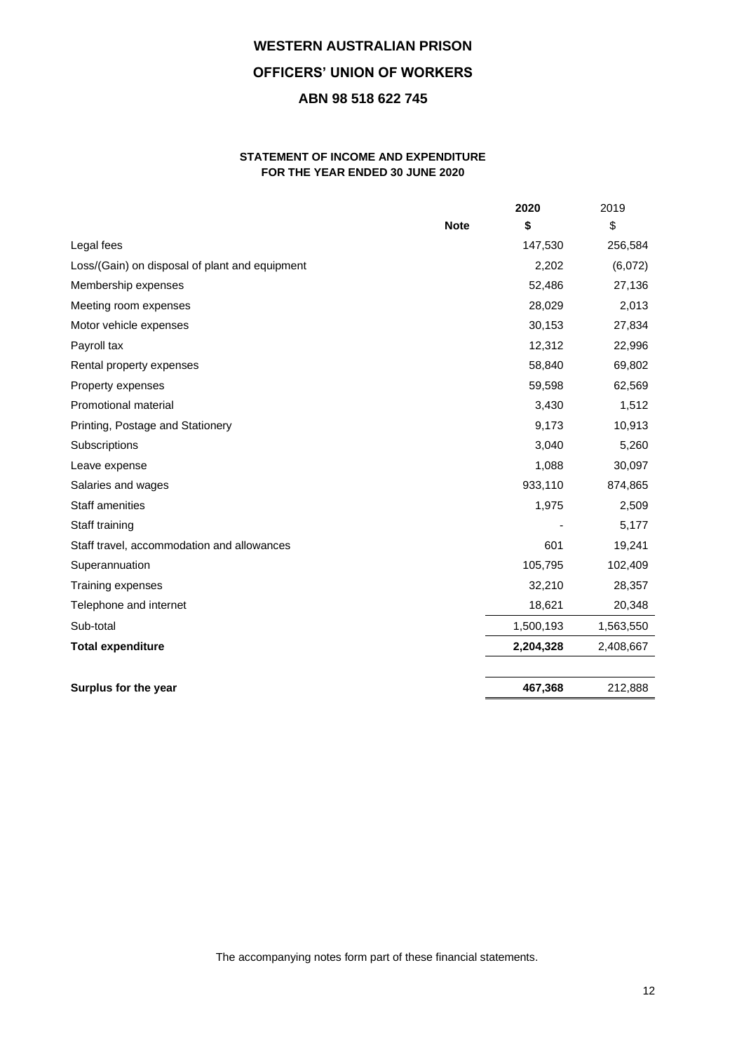**WESTERN AUSTRALIAN PRISON**

**OFFICERS' UNION OF WORKERS**

**ABN 98 518 622 745**

**STATEMENT OF INCOME AND EXPENDITURE**
**FOR THE YEAR ENDED 30 JUNE 2020**

| | Note | 2020 | 2019 |
|---|---|---|---|
| | | $ | $ |
| Legal fees | | 147,530 | 256,584 |
| Loss/(Gain) on disposal of plant and equipment | | 2,202 | (6,072) |
| Membership expenses | | 52,486 | 27,136 |
| Meeting room expenses | | 28,029 | 2,013 |
| Motor vehicle expenses | | 30,153 | 27,834 |
| Payroll tax | | 12,312 | 22,996 |
| Rental property expenses | | 58,840 | 69,802 |
| Property expenses | | 59,598 | 62,569 |
| Promotional material | | 3,430 | 1,512 |
| Printing, Postage and Stationery | | 9,173 | 10,913 |
| Subscriptions | | 3,040 | 5,260 |
| Leave expense | | 1,088 | 30,097 |
| Salaries and wages | | 933,110 | 874,865 |
| Staff amenities | | 1,975 | 2,509 |
| Staff training | | - | 5,177 |
| Staff travel, accommodation and allowances | | 601 | 19,241 |
| Superannuation | | 105,795 | 102,409 |
| Training expenses | | 32,210 | 28,357 |
| Telephone and internet | | 18,621 | 20,348 |
| Sub-total | | 1,500,193 | 1,563,550 |
| **Total expenditure** | | **2,204,328** | 2,408,667 |
| | | | |
| **Surplus for the year** | | **467,368** | 212,888 |

The accompanying notes form part of these financial statements.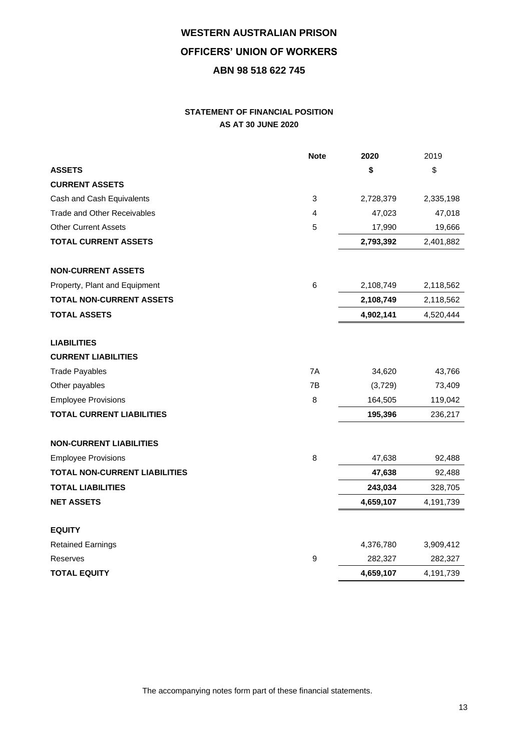# WESTERN AUSTRALIAN PRISON

# OFFICERS' UNION OF WORKERS

# ABN 98 518 622 745

## STATEMENT OF FINANCIAL POSITION
## AS AT 30 JUNE 2020

| | Note | 2020 | 2019 |
|---|---|---|---|
| **ASSETS** | | **$** | $ |
| **CURRENT ASSETS** | | | |
| Cash and Cash Equivalents | 3 | 2,728,379 | 2,335,198 |
| Trade and Other Receivables | 4 | 47,023 | 47,018 |
| Other Current Assets | 5 | 17,990 | 19,666 |
| **TOTAL CURRENT ASSETS** | | **2,793,392** | 2,401,882 |
| | | | |
| **NON-CURRENT ASSETS** | | | |
| Property, Plant and Equipment | 6 | 2,108,749 | 2,118,562 |
| **TOTAL NON-CURRENT ASSETS** | | **2,108,749** | 2,118,562 |
| **TOTAL ASSETS** | | **4,902,141** | 4,520,444 |
| | | | |
| **LIABILITIES** | | | |
| **CURRENT LIABILITIES** | | | |
| Trade Payables | 7A | 34,620 | 43,766 |
| Other payables | 7B | (3,729) | 73,409 |
| Employee Provisions | 8 | 164,505 | 119,042 |
| **TOTAL CURRENT LIABILITIES** | | **195,396** | 236,217 |
| | | | |
| **NON-CURRENT LIABILITIES** | | | |
| Employee Provisions | 8 | 47,638 | 92,488 |
| **TOTAL NON-CURRENT LIABILITIES** | | **47,638** | 92,488 |
| **TOTAL LIABILITIES** | | **243,034** | 328,705 |
| **NET ASSETS** | | **4,659,107** | 4,191,739 |
| | | | |
| **EQUITY** | | | |
| Retained Earnings | | 4,376,780 | 3,909,412 |
| Reserves | 9 | 282,327 | 282,327 |
| **TOTAL EQUITY** | | **4,659,107** | 4,191,739 |

The accompanying notes form part of these financial statements.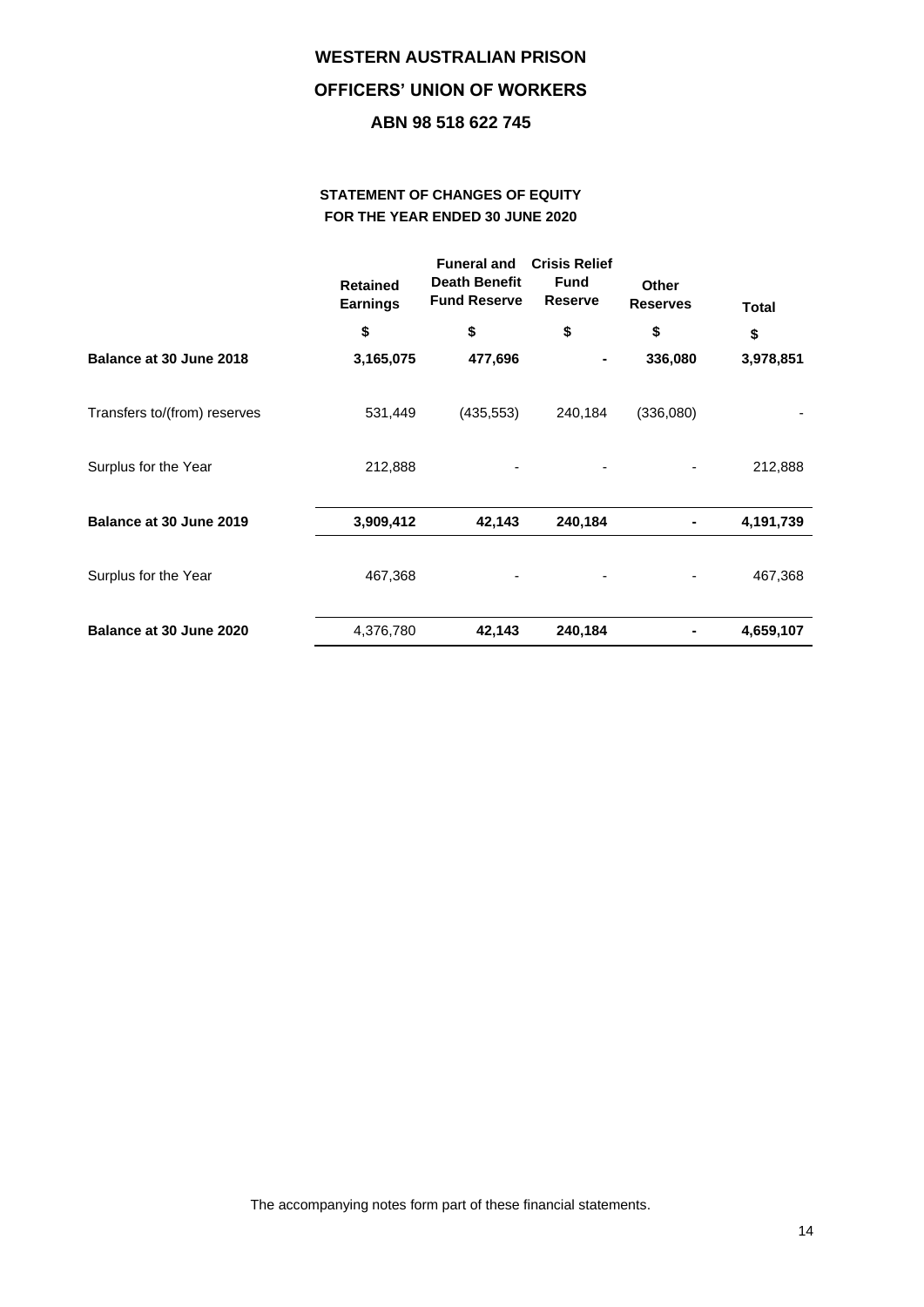**WESTERN AUSTRALIAN PRISON**

**OFFICERS' UNION OF WORKERS**

**ABN 98 518 622 745**

## STATEMENT OF CHANGES OF EQUITY
## FOR THE YEAR ENDED 30 JUNE 2020

| | Retained Earnings | Funeral and Death Benefit Fund Reserve | Crisis Relief Fund Reserve | Other Reserves | Total |
|---|---|---|---|---|---|
| | $ | $ | $ | $ | $ |
| **Balance at 30 June 2018** | **3,165,075** | **477,696** | **-** | **336,080** | **3,978,851** |
| Transfers to/(from) reserves | 531,449 | (435,553) | 240,184 | (336,080) | - |
| Surplus for the Year | 212,888 | - | - | - | 212,888 |
| **Balance at 30 June 2019** | **3,909,412** | **42,143** | **240,184** | **-** | **4,191,739** |
| Surplus for the Year | 467,368 | - | - | - | 467,368 |
| **Balance at 30 June 2020** | 4,376,780 | **42,143** | **240,184** | **-** | **4,659,107** |

The accompanying notes form part of these financial statements.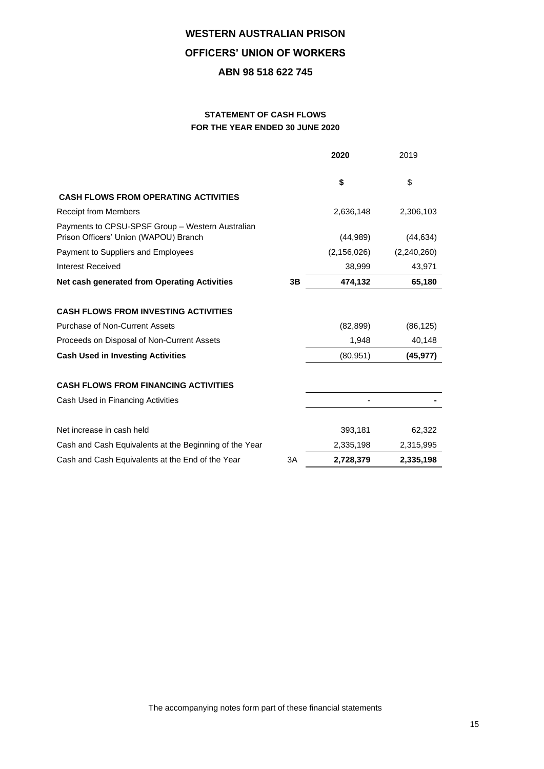# WESTERN AUSTRALIAN PRISON

# OFFICERS' UNION OF WORKERS

# ABN 98 518 622 745

## STATEMENT OF CASH FLOWS
## FOR THE YEAR ENDED 30 JUNE 2020

| | | **2020** | 2019 |
|---|---|---|---|
| | | **$** | $ |
| **CASH FLOWS FROM OPERATING ACTIVITIES** | | | |
| Receipt from Members | | 2,636,148 | 2,306,103 |
| Payments to CPSU-SPSF Group – Western Australian Prison Officers' Union (WAPOU) Branch | | (44,989) | (44,634) |
| Payment to Suppliers and Employees | | (2,156,026) | (2,240,260) |
| Interest Received | | 38,999 | 43,971 |
| **Net cash generated from Operating Activities** | **3B** | **474,132** | **65,180** |
| **CASH FLOWS FROM INVESTING ACTIVITIES** | | | |
| Purchase of Non-Current Assets | | (82,899) | (86,125) |
| Proceeds on Disposal of Non-Current Assets | | 1,948 | 40,148 |
| **Cash Used in Investing Activities** | | (80,951) | **(45,977)** |
| **CASH FLOWS FROM FINANCING ACTIVITIES** | | | |
| Cash Used in Financing Activities | | - | **-** |
| Net increase in cash held | | 393,181 | 62,322 |
| Cash and Cash Equivalents at the Beginning of the Year | | 2,335,198 | 2,315,995 |
| Cash and Cash Equivalents at the End of the Year | 3A | **2,728,379** | **2,335,198** |

The accompanying notes form part of these financial statements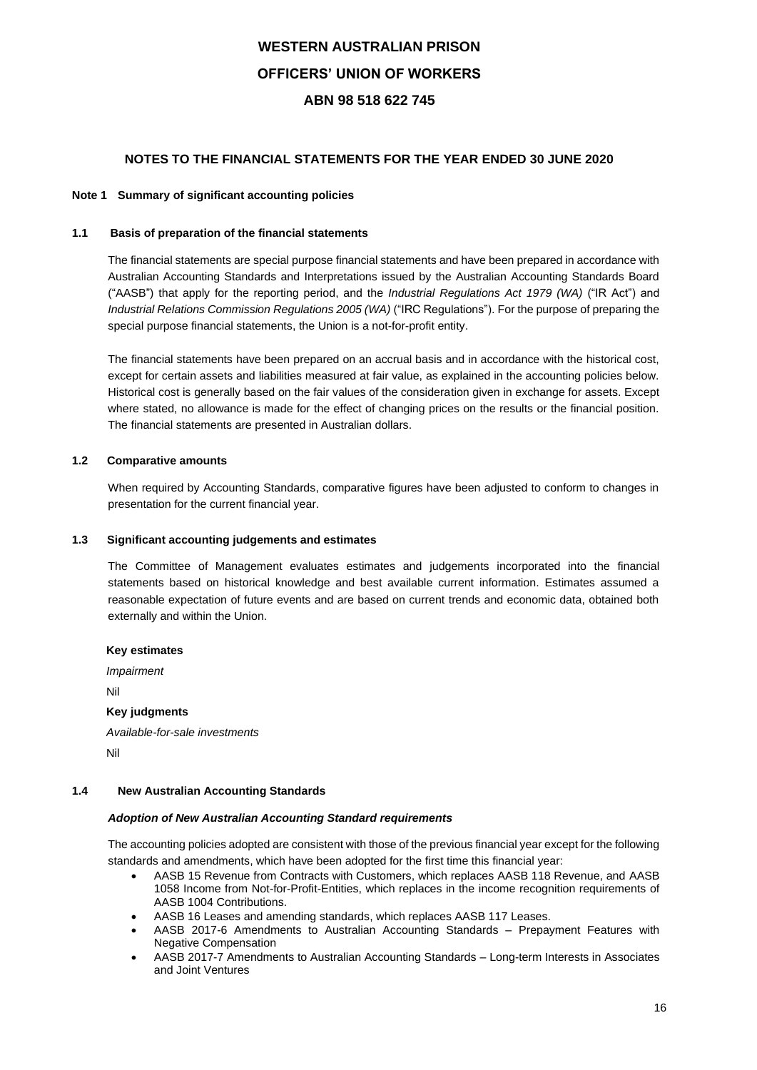# WESTERN AUSTRALIAN PRISON OFFICERS' UNION OF WORKERS

## ABN 98 518 622 745

## NOTES TO THE FINANCIAL STATEMENTS FOR THE YEAR ENDED 30 JUNE 2020

### Note 1 Summary of significant accounting policies

#### 1.1 Basis of preparation of the financial statements

The financial statements are special purpose financial statements and have been prepared in accordance with Australian Accounting Standards and Interpretations issued by the Australian Accounting Standards Board ("AASB") that apply for the reporting period, and the *Industrial Regulations Act 1979 (WA)* ("IR Act") and *Industrial Relations Commission Regulations 2005 (WA)* ("IRC Regulations"). For the purpose of preparing the special purpose financial statements, the Union is a not-for-profit entity.

The financial statements have been prepared on an accrual basis and in accordance with the historical cost, except for certain assets and liabilities measured at fair value, as explained in the accounting policies below. Historical cost is generally based on the fair values of the consideration given in exchange for assets. Except where stated, no allowance is made for the effect of changing prices on the results or the financial position. The financial statements are presented in Australian dollars.

#### 1.2 Comparative amounts

When required by Accounting Standards, comparative figures have been adjusted to conform to changes in presentation for the current financial year.

#### 1.3 Significant accounting judgements and estimates

The Committee of Management evaluates estimates and judgements incorporated into the financial statements based on historical knowledge and best available current information. Estimates assumed a reasonable expectation of future events and are based on current trends and economic data, obtained both externally and within the Union.

**Key estimates**

*Impairment*

Nil

**Key judgments**

*Available-for-sale investments*

Nil

#### 1.4 New Australian Accounting Standards

***Adoption of New Australian Accounting Standard requirements***

The accounting policies adopted are consistent with those of the previous financial year except for the following standards and amendments, which have been adopted for the first time this financial year:

- AASB 15 Revenue from Contracts with Customers, which replaces AASB 118 Revenue, and AASB 1058 Income from Not-for-Profit-Entities, which replaces in the income recognition requirements of AASB 1004 Contributions.
- AASB 16 Leases and amending standards, which replaces AASB 117 Leases.
- AASB 2017-6 Amendments to Australian Accounting Standards – Prepayment Features with Negative Compensation
- AASB 2017-7 Amendments to Australian Accounting Standards – Long-term Interests in Associates and Joint Ventures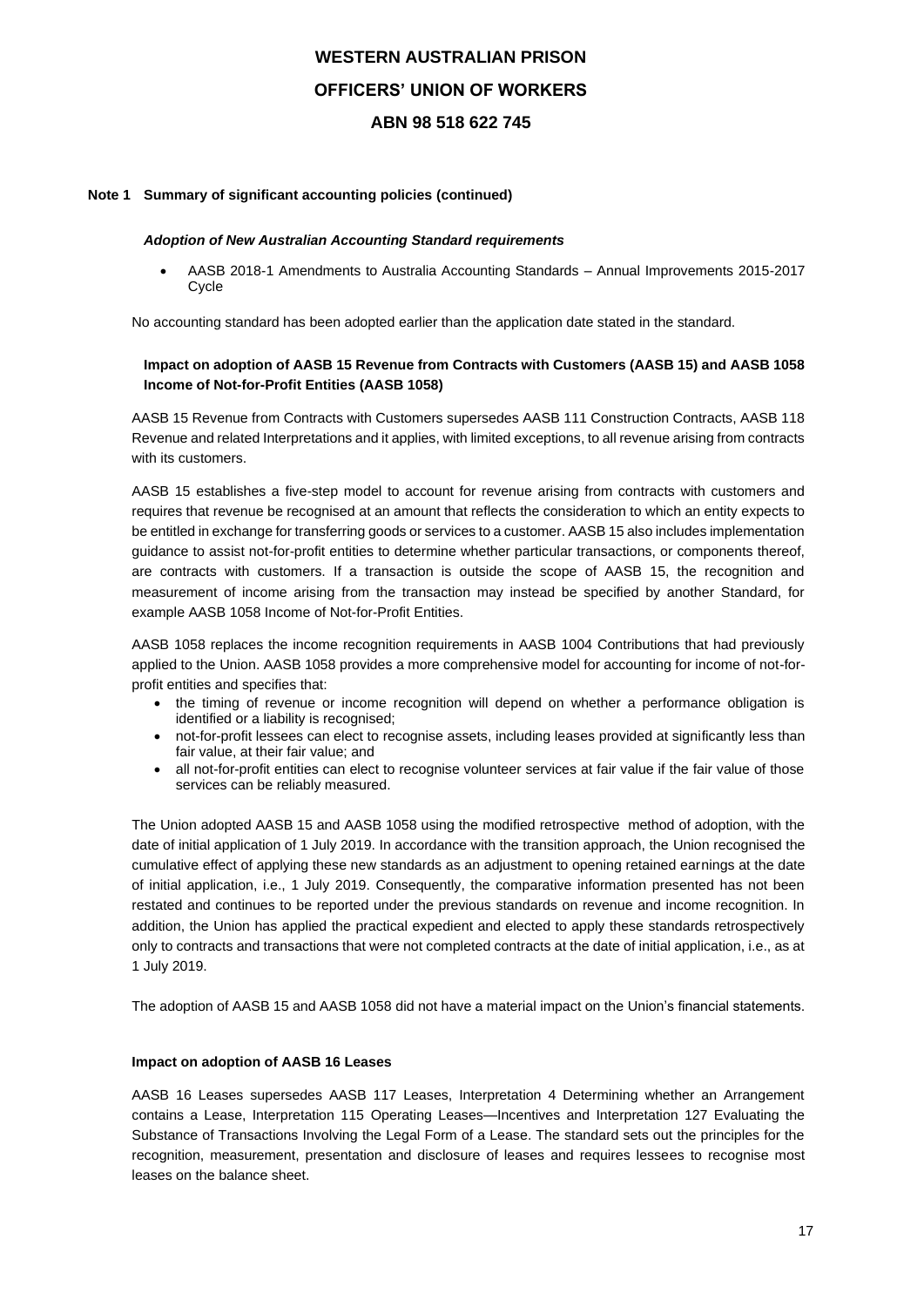**WESTERN AUSTRALIAN PRISON**

**OFFICERS' UNION OF WORKERS**

**ABN 98 518 622 745**

**Note 1 Summary of significant accounting policies (continued)**

***Adoption of New Australian Accounting Standard requirements***

- AASB 2018-1 Amendments to Australia Accounting Standards – Annual Improvements 2015-2017 Cycle

No accounting standard has been adopted earlier than the application date stated in the standard.

**Impact on adoption of AASB 15 Revenue from Contracts with Customers (AASB 15) and AASB 1058 Income of Not-for-Profit Entities (AASB 1058)**

AASB 15 Revenue from Contracts with Customers supersedes AASB 111 Construction Contracts, AASB 118 Revenue and related Interpretations and it applies, with limited exceptions, to all revenue arising from contracts with its customers.

AASB 15 establishes a five-step model to account for revenue arising from contracts with customers and requires that revenue be recognised at an amount that reflects the consideration to which an entity expects to be entitled in exchange for transferring goods or services to a customer. AASB 15 also includes implementation guidance to assist not-for-profit entities to determine whether particular transactions, or components thereof, are contracts with customers. If a transaction is outside the scope of AASB 15, the recognition and measurement of income arising from the transaction may instead be specified by another Standard, for example AASB 1058 Income of Not-for-Profit Entities.

AASB 1058 replaces the income recognition requirements in AASB 1004 Contributions that had previously applied to the Union. AASB 1058 provides a more comprehensive model for accounting for income of not-for-profit entities and specifies that:

- the timing of revenue or income recognition will depend on whether a performance obligation is identified or a liability is recognised;
- not-for-profit lessees can elect to recognise assets, including leases provided at significantly less than fair value, at their fair value; and
- all not-for-profit entities can elect to recognise volunteer services at fair value if the fair value of those services can be reliably measured.

The Union adopted AASB 15 and AASB 1058 using the modified retrospective method of adoption, with the date of initial application of 1 July 2019. In accordance with the transition approach, the Union recognised the cumulative effect of applying these new standards as an adjustment to opening retained earnings at the date of initial application, i.e., 1 July 2019. Consequently, the comparative information presented has not been restated and continues to be reported under the previous standards on revenue and income recognition. In addition, the Union has applied the practical expedient and elected to apply these standards retrospectively only to contracts and transactions that were not completed contracts at the date of initial application, i.e., as at 1 July 2019.

The adoption of AASB 15 and AASB 1058 did not have a material impact on the Union's financial statements.

**Impact on adoption of AASB 16 Leases**

AASB 16 Leases supersedes AASB 117 Leases, Interpretation 4 Determining whether an Arrangement contains a Lease, Interpretation 115 Operating Leases—Incentives and Interpretation 127 Evaluating the Substance of Transactions Involving the Legal Form of a Lease. The standard sets out the principles for the recognition, measurement, presentation and disclosure of leases and requires lessees to recognise most leases on the balance sheet.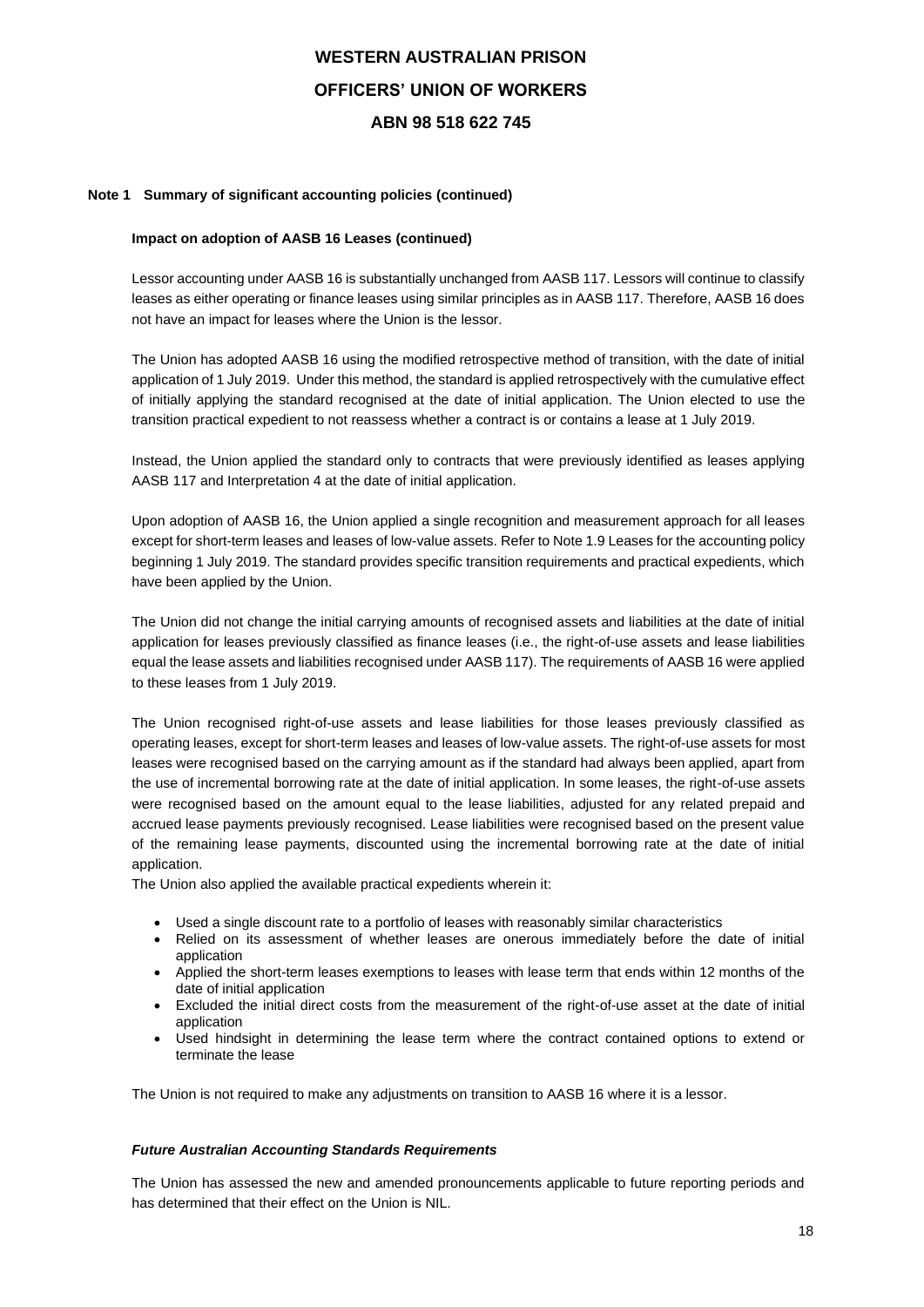# WESTERN AUSTRALIAN PRISON OFFICERS' UNION OF WORKERS

## ABN 98 518 622 745

**Note 1 Summary of significant accounting policies (continued)**

**Impact on adoption of AASB 16 Leases (continued)**

Lessor accounting under AASB 16 is substantially unchanged from AASB 117. Lessors will continue to classify leases as either operating or finance leases using similar principles as in AASB 117. Therefore, AASB 16 does not have an impact for leases where the Union is the lessor.

The Union has adopted AASB 16 using the modified retrospective method of transition, with the date of initial application of 1 July 2019. Under this method, the standard is applied retrospectively with the cumulative effect of initially applying the standard recognised at the date of initial application. The Union elected to use the transition practical expedient to not reassess whether a contract is or contains a lease at 1 July 2019.

Instead, the Union applied the standard only to contracts that were previously identified as leases applying AASB 117 and Interpretation 4 at the date of initial application.

Upon adoption of AASB 16, the Union applied a single recognition and measurement approach for all leases except for short-term leases and leases of low-value assets. Refer to Note 1.9 Leases for the accounting policy beginning 1 July 2019. The standard provides specific transition requirements and practical expedients, which have been applied by the Union.

The Union did not change the initial carrying amounts of recognised assets and liabilities at the date of initial application for leases previously classified as finance leases (i.e., the right-of-use assets and lease liabilities equal the lease assets and liabilities recognised under AASB 117). The requirements of AASB 16 were applied to these leases from 1 July 2019.

The Union recognised right-of-use assets and lease liabilities for those leases previously classified as operating leases, except for short-term leases and leases of low-value assets. The right-of-use assets for most leases were recognised based on the carrying amount as if the standard had always been applied, apart from the use of incremental borrowing rate at the date of initial application. In some leases, the right-of-use assets were recognised based on the amount equal to the lease liabilities, adjusted for any related prepaid and accrued lease payments previously recognised. Lease liabilities were recognised based on the present value of the remaining lease payments, discounted using the incremental borrowing rate at the date of initial application.

The Union also applied the available practical expedients wherein it:

- Used a single discount rate to a portfolio of leases with reasonably similar characteristics
- Relied on its assessment of whether leases are onerous immediately before the date of initial application
- Applied the short-term leases exemptions to leases with lease term that ends within 12 months of the date of initial application
- Excluded the initial direct costs from the measurement of the right-of-use asset at the date of initial application
- Used hindsight in determining the lease term where the contract contained options to extend or terminate the lease

The Union is not required to make any adjustments on transition to AASB 16 where it is a lessor.

***Future Australian Accounting Standards Requirements***

The Union has assessed the new and amended pronouncements applicable to future reporting periods and has determined that their effect on the Union is NIL.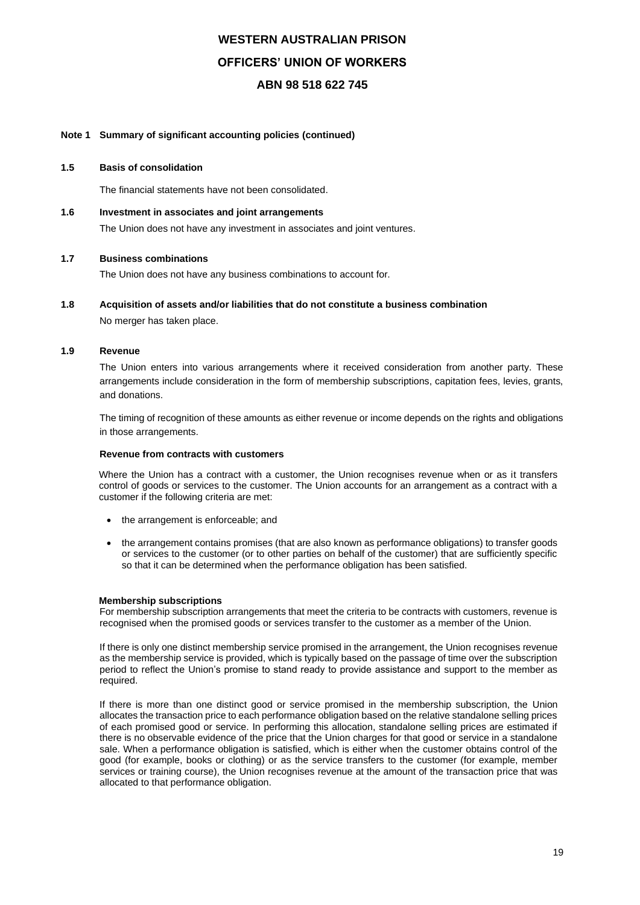# WESTERN AUSTRALIAN PRISON

# OFFICERS' UNION OF WORKERS

# ABN 98 518 622 745

## Note 1 Summary of significant accounting policies (continued)

### 1.5 Basis of consolidation

The financial statements have not been consolidated.

### 1.6 Investment in associates and joint arrangements

The Union does not have any investment in associates and joint ventures.

### 1.7 Business combinations

The Union does not have any business combinations to account for.

### 1.8 Acquisition of assets and/or liabilities that do not constitute a business combination

No merger has taken place.

### 1.9 Revenue

The Union enters into various arrangements where it received consideration from another party. These arrangements include consideration in the form of membership subscriptions, capitation fees, levies, grants, and donations.

The timing of recognition of these amounts as either revenue or income depends on the rights and obligations in those arrangements.

**Revenue from contracts with customers**

Where the Union has a contract with a customer, the Union recognises revenue when or as it transfers control of goods or services to the customer. The Union accounts for an arrangement as a contract with a customer if the following criteria are met:

- the arrangement is enforceable; and
- the arrangement contains promises (that are also known as performance obligations) to transfer goods or services to the customer (or to other parties on behalf of the customer) that are sufficiently specific so that it can be determined when the performance obligation has been satisfied.

**Membership subscriptions**

For membership subscription arrangements that meet the criteria to be contracts with customers, revenue is recognised when the promised goods or services transfer to the customer as a member of the Union.

If there is only one distinct membership service promised in the arrangement, the Union recognises revenue as the membership service is provided, which is typically based on the passage of time over the subscription period to reflect the Union's promise to stand ready to provide assistance and support to the member as required.

If there is more than one distinct good or service promised in the membership subscription, the Union allocates the transaction price to each performance obligation based on the relative standalone selling prices of each promised good or service. In performing this allocation, standalone selling prices are estimated if there is no observable evidence of the price that the Union charges for that good or service in a standalone sale. When a performance obligation is satisfied, which is either when the customer obtains control of the good (for example, books or clothing) or as the service transfers to the customer (for example, member services or training course), the Union recognises revenue at the amount of the transaction price that was allocated to that performance obligation.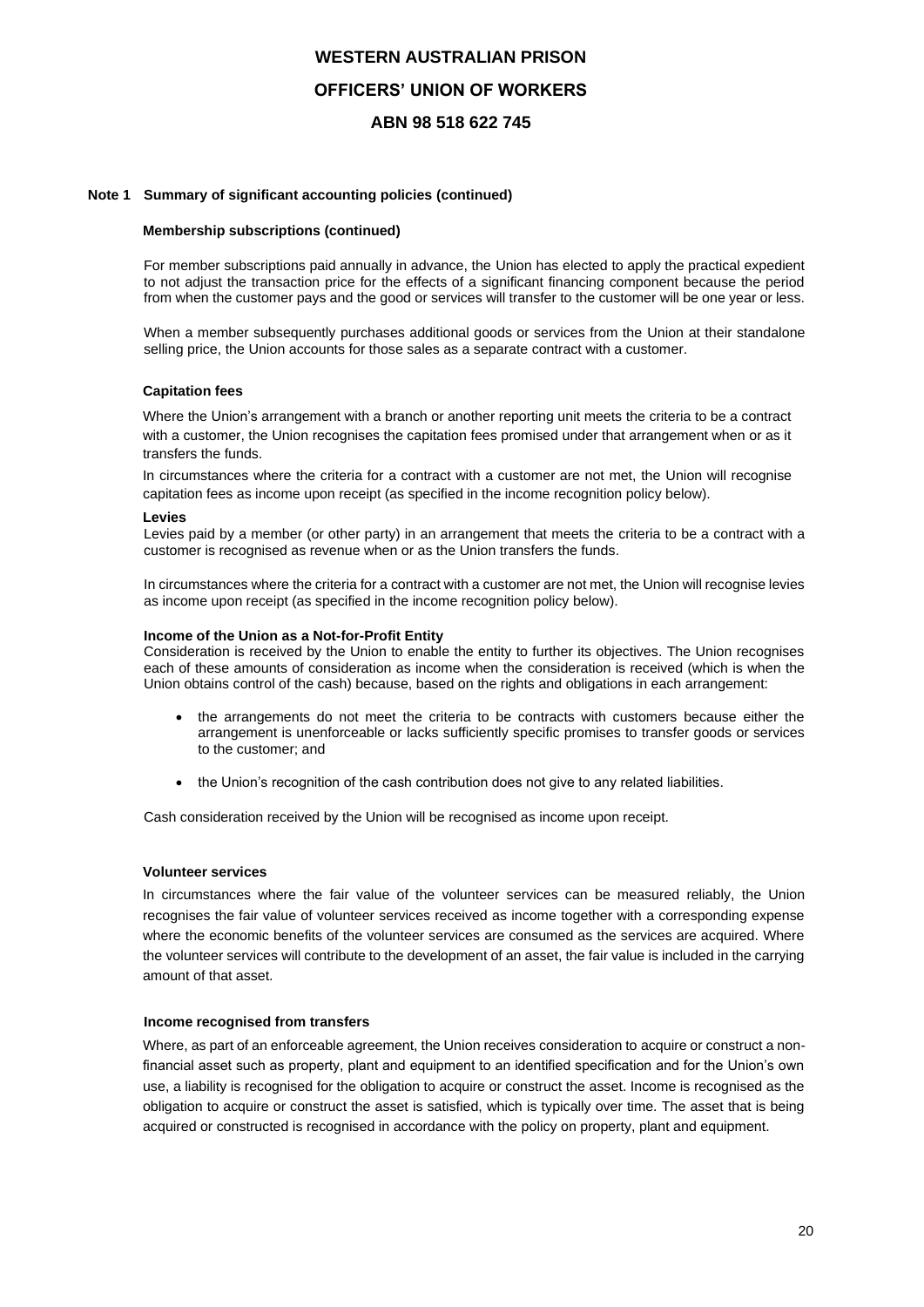## Note 1 Summary of significant accounting policies (continued)

### Membership subscriptions (continued)

For member subscriptions paid annually in advance, the Union has elected to apply the practical expedient to not adjust the transaction price for the effects of a significant financing component because the period from when the customer pays and the good or services will transfer to the customer will be one year or less.

When a member subsequently purchases additional goods or services from the Union at their standalone selling price, the Union accounts for those sales as a separate contract with a customer.

### Capitation fees

Where the Union's arrangement with a branch or another reporting unit meets the criteria to be a contract with a customer, the Union recognises the capitation fees promised under that arrangement when or as it transfers the funds.

In circumstances where the criteria for a contract with a customer are not met, the Union will recognise capitation fees as income upon receipt (as specified in the income recognition policy below).

### Levies

Levies paid by a member (or other party) in an arrangement that meets the criteria to be a contract with a customer is recognised as revenue when or as the Union transfers the funds.

In circumstances where the criteria for a contract with a customer are not met, the Union will recognise levies as income upon receipt (as specified in the income recognition policy below).

### Income of the Union as a Not-for-Profit Entity

Consideration is received by the Union to enable the entity to further its objectives. The Union recognises each of these amounts of consideration as income when the consideration is received (which is when the Union obtains control of the cash) because, based on the rights and obligations in each arrangement:

- the arrangements do not meet the criteria to be contracts with customers because either the arrangement is unenforceable or lacks sufficiently specific promises to transfer goods or services to the customer; and
- the Union's recognition of the cash contribution does not give to any related liabilities.

Cash consideration received by the Union will be recognised as income upon receipt.

### Volunteer services

In circumstances where the fair value of the volunteer services can be measured reliably, the Union recognises the fair value of volunteer services received as income together with a corresponding expense where the economic benefits of the volunteer services are consumed as the services are acquired. Where the volunteer services will contribute to the development of an asset, the fair value is included in the carrying amount of that asset.

### Income recognised from transfers

Where, as part of an enforceable agreement, the Union receives consideration to acquire or construct a non-financial asset such as property, plant and equipment to an identified specification and for the Union's own use, a liability is recognised for the obligation to acquire or construct the asset. Income is recognised as the obligation to acquire or construct the asset is satisfied, which is typically over time. The asset that is being acquired or constructed is recognised in accordance with the policy on property, plant and equipment.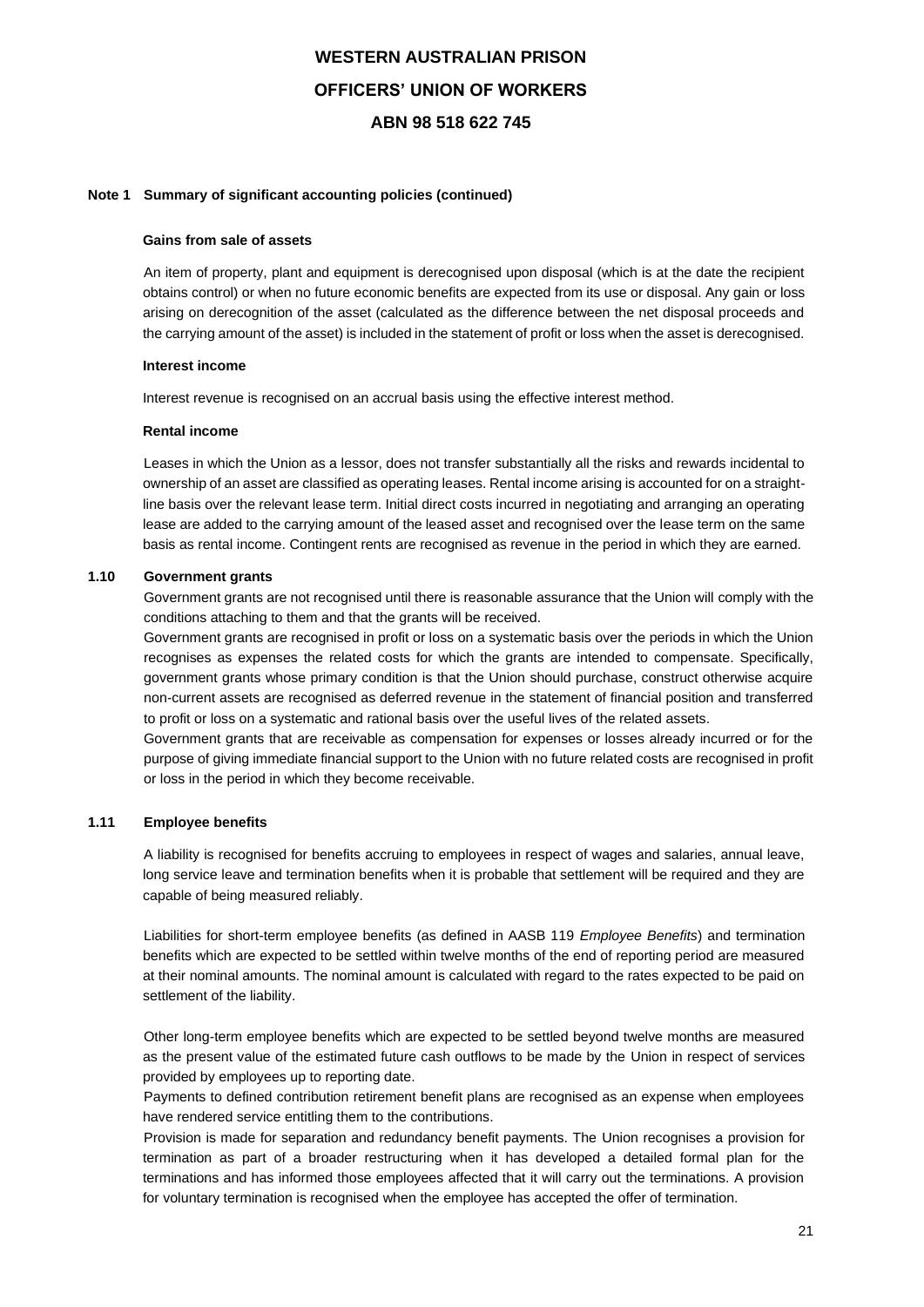**Note 1 Summary of significant accounting policies (continued)**

**Gains from sale of assets**

An item of property, plant and equipment is derecognised upon disposal (which is at the date the recipient obtains control) or when no future economic benefits are expected from its use or disposal. Any gain or loss arising on derecognition of the asset (calculated as the difference between the net disposal proceeds and the carrying amount of the asset) is included in the statement of profit or loss when the asset is derecognised.

**Interest income**

Interest revenue is recognised on an accrual basis using the effective interest method.

**Rental income**

Leases in which the Union as a lessor, does not transfer substantially all the risks and rewards incidental to ownership of an asset are classified as operating leases. Rental income arising is accounted for on a straight-line basis over the relevant lease term. Initial direct costs incurred in negotiating and arranging an operating lease are added to the carrying amount of the leased asset and recognised over the lease term on the same basis as rental income. Contingent rents are recognised as revenue in the period in which they are earned.

**1.10 Government grants**

Government grants are not recognised until there is reasonable assurance that the Union will comply with the conditions attaching to them and that the grants will be received.

Government grants are recognised in profit or loss on a systematic basis over the periods in which the Union recognises as expenses the related costs for which the grants are intended to compensate. Specifically, government grants whose primary condition is that the Union should purchase, construct otherwise acquire non-current assets are recognised as deferred revenue in the statement of financial position and transferred to profit or loss on a systematic and rational basis over the useful lives of the related assets.

Government grants that are receivable as compensation for expenses or losses already incurred or for the purpose of giving immediate financial support to the Union with no future related costs are recognised in profit or loss in the period in which they become receivable.

**1.11 Employee benefits**

A liability is recognised for benefits accruing to employees in respect of wages and salaries, annual leave, long service leave and termination benefits when it is probable that settlement will be required and they are capable of being measured reliably.

Liabilities for short-term employee benefits (as defined in AASB 119 *Employee Benefits*) and termination benefits which are expected to be settled within twelve months of the end of reporting period are measured at their nominal amounts. The nominal amount is calculated with regard to the rates expected to be paid on settlement of the liability.

Other long-term employee benefits which are expected to be settled beyond twelve months are measured as the present value of the estimated future cash outflows to be made by the Union in respect of services provided by employees up to reporting date.

Payments to defined contribution retirement benefit plans are recognised as an expense when employees have rendered service entitling them to the contributions.

Provision is made for separation and redundancy benefit payments. The Union recognises a provision for termination as part of a broader restructuring when it has developed a detailed formal plan for the terminations and has informed those employees affected that it will carry out the terminations. A provision for voluntary termination is recognised when the employee has accepted the offer of termination.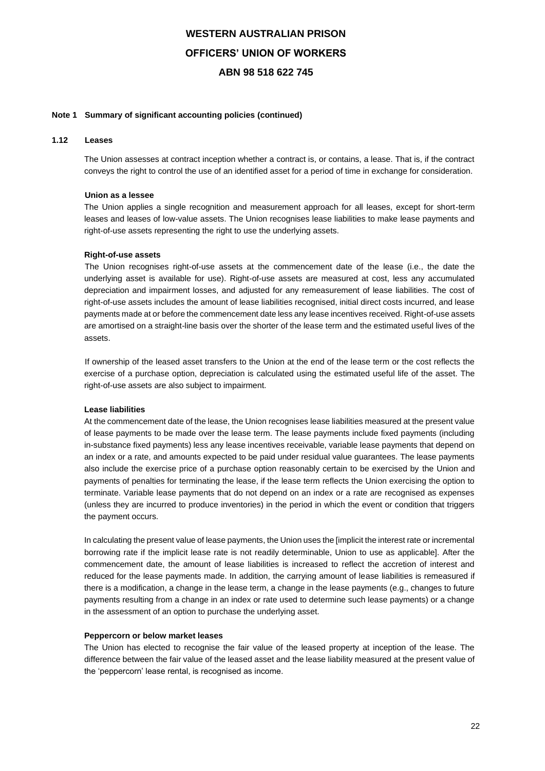### Note 1 Summary of significant accounting policies (continued)

#### 1.12 Leases

The Union assesses at contract inception whether a contract is, or contains, a lease. That is, if the contract conveys the right to control the use of an identified asset for a period of time in exchange for consideration.

**Union as a lessee**

The Union applies a single recognition and measurement approach for all leases, except for short-term leases and leases of low-value assets. The Union recognises lease liabilities to make lease payments and right-of-use assets representing the right to use the underlying assets.

**Right-of-use assets**

The Union recognises right-of-use assets at the commencement date of the lease (i.e., the date the underlying asset is available for use). Right-of-use assets are measured at cost, less any accumulated depreciation and impairment losses, and adjusted for any remeasurement of lease liabilities. The cost of right-of-use assets includes the amount of lease liabilities recognised, initial direct costs incurred, and lease payments made at or before the commencement date less any lease incentives received. Right-of-use assets are amortised on a straight-line basis over the shorter of the lease term and the estimated useful lives of the assets.

If ownership of the leased asset transfers to the Union at the end of the lease term or the cost reflects the exercise of a purchase option, depreciation is calculated using the estimated useful life of the asset. The right-of-use assets are also subject to impairment.

**Lease liabilities**

At the commencement date of the lease, the Union recognises lease liabilities measured at the present value of lease payments to be made over the lease term. The lease payments include fixed payments (including in-substance fixed payments) less any lease incentives receivable, variable lease payments that depend on an index or a rate, and amounts expected to be paid under residual value guarantees. The lease payments also include the exercise price of a purchase option reasonably certain to be exercised by the Union and payments of penalties for terminating the lease, if the lease term reflects the Union exercising the option to terminate. Variable lease payments that do not depend on an index or a rate are recognised as expenses (unless they are incurred to produce inventories) in the period in which the event or condition that triggers the payment occurs.

In calculating the present value of lease payments, the Union uses the [implicit the interest rate or incremental borrowing rate if the implicit lease rate is not readily determinable, Union to use as applicable]. After the commencement date, the amount of lease liabilities is increased to reflect the accretion of interest and reduced for the lease payments made. In addition, the carrying amount of lease liabilities is remeasured if there is a modification, a change in the lease term, a change in the lease payments (e.g., changes to future payments resulting from a change in an index or rate used to determine such lease payments) or a change in the assessment of an option to purchase the underlying asset.

**Peppercorn or below market leases**

The Union has elected to recognise the fair value of the leased property at inception of the lease. The difference between the fair value of the leased asset and the lease liability measured at the present value of the 'peppercorn' lease rental, is recognised as income.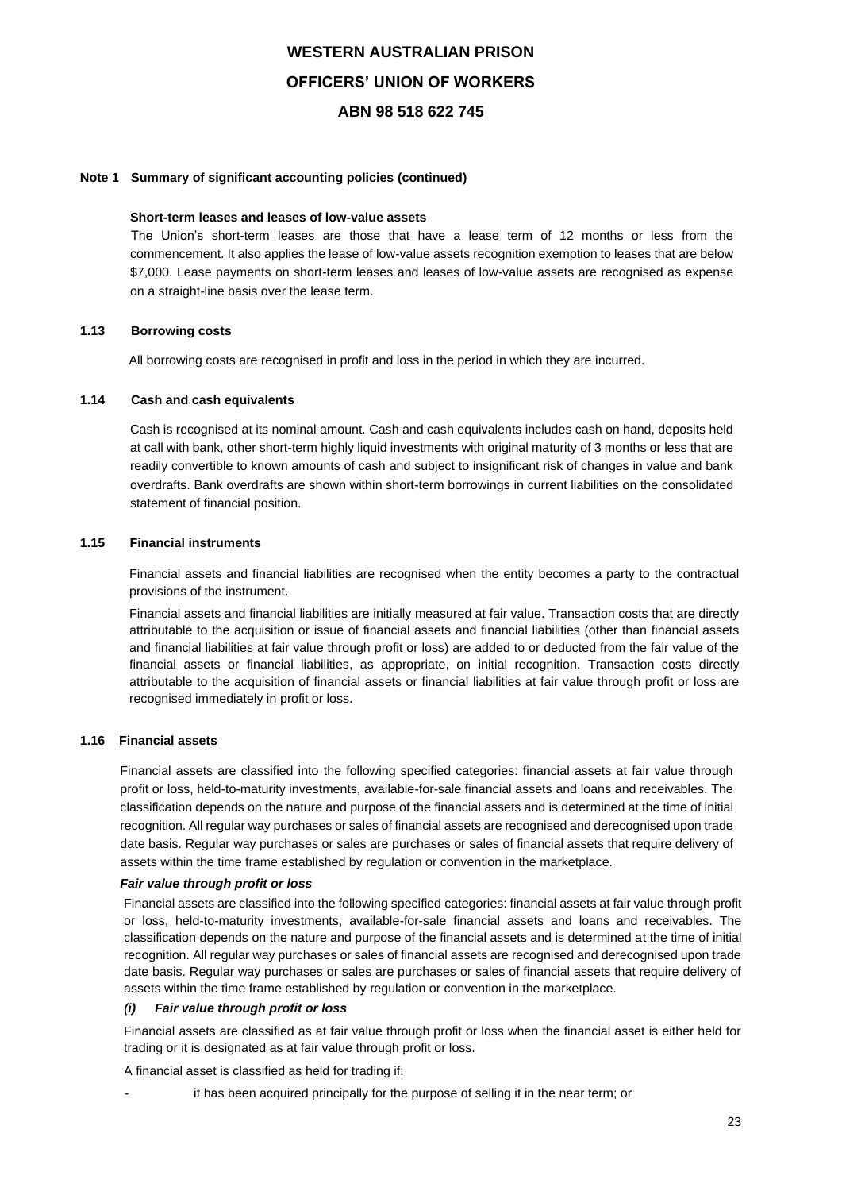**Note 1 Summary of significant accounting policies (continued)**

**Short-term leases and leases of low-value assets**

The Union's short-term leases are those that have a lease term of 12 months or less from the commencement. It also applies the lease of low-value assets recognition exemption to leases that are below $7,000. Lease payments on short-term leases and leases of low-value assets are recognised as expense on a straight-line basis over the lease term.

**1.13 Borrowing costs**

All borrowing costs are recognised in profit and loss in the period in which they are incurred.

**1.14 Cash and cash equivalents**

Cash is recognised at its nominal amount. Cash and cash equivalents includes cash on hand, deposits held at call with bank, other short-term highly liquid investments with original maturity of 3 months or less that are readily convertible to known amounts of cash and subject to insignificant risk of changes in value and bank overdrafts. Bank overdrafts are shown within short-term borrowings in current liabilities on the consolidated statement of financial position.

**1.15 Financial instruments**

Financial assets and financial liabilities are recognised when the entity becomes a party to the contractual provisions of the instrument.

Financial assets and financial liabilities are initially measured at fair value. Transaction costs that are directly attributable to the acquisition or issue of financial assets and financial liabilities (other than financial assets and financial liabilities at fair value through profit or loss) are added to or deducted from the fair value of the financial assets or financial liabilities, as appropriate, on initial recognition. Transaction costs directly attributable to the acquisition of financial assets or financial liabilities at fair value through profit or loss are recognised immediately in profit or loss.

**1.16 Financial assets**

Financial assets are classified into the following specified categories: financial assets at fair value through profit or loss, held-to-maturity investments, available-for-sale financial assets and loans and receivables. The classification depends on the nature and purpose of the financial assets and is determined at the time of initial recognition. All regular way purchases or sales of financial assets are recognised and derecognised upon trade date basis. Regular way purchases or sales are purchases or sales of financial assets that require delivery of assets within the time frame established by regulation or convention in the marketplace.

***Fair value through profit or loss***

Financial assets are classified into the following specified categories: financial assets at fair value through profit or loss, held-to-maturity investments, available-for-sale financial assets and loans and receivables. The classification depends on the nature and purpose of the financial assets and is determined at the time of initial recognition. All regular way purchases or sales of financial assets are recognised and derecognised upon trade date basis. Regular way purchases or sales are purchases or sales of financial assets that require delivery of assets within the time frame established by regulation or convention in the marketplace.

***(i) Fair value through profit or loss***

Financial assets are classified as at fair value through profit or loss when the financial asset is either held for trading or it is designated as at fair value through profit or loss.

A financial asset is classified as held for trading if:

- it has been acquired principally for the purpose of selling it in the near term; or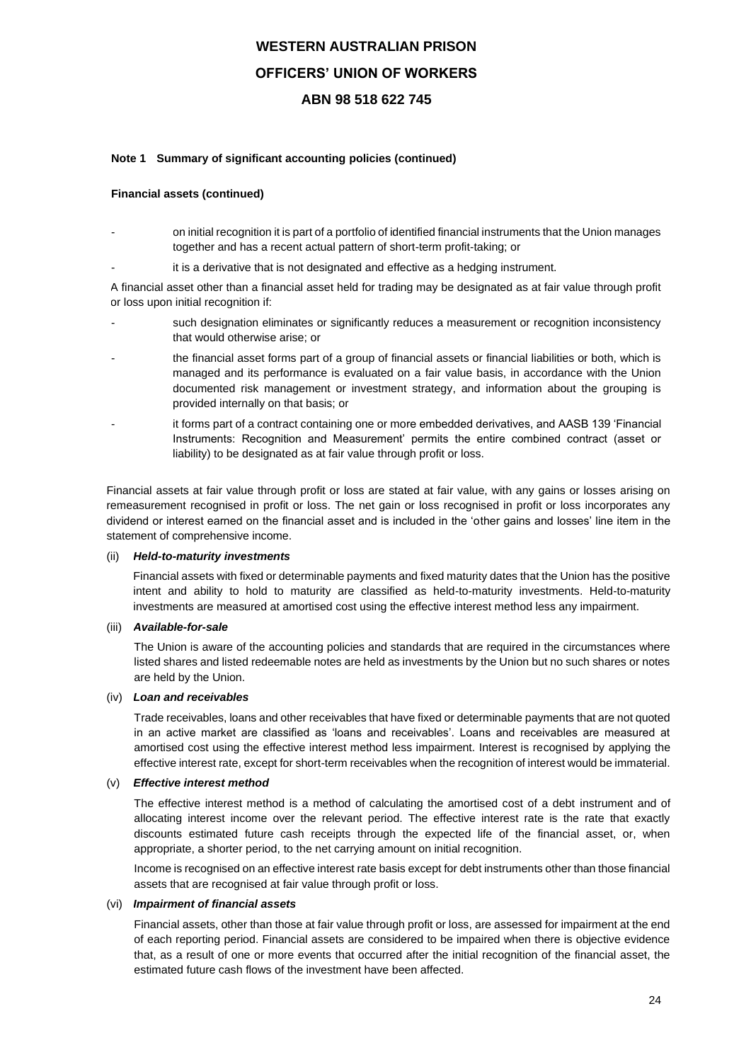**Note 1 Summary of significant accounting policies (continued)**

**Financial assets (continued)**

- on initial recognition it is part of a portfolio of identified financial instruments that the Union manages together and has a recent actual pattern of short-term profit-taking; or
- it is a derivative that is not designated and effective as a hedging instrument.

A financial asset other than a financial asset held for trading may be designated as at fair value through profit or loss upon initial recognition if:

- such designation eliminates or significantly reduces a measurement or recognition inconsistency that would otherwise arise; or
- the financial asset forms part of a group of financial assets or financial liabilities or both, which is managed and its performance is evaluated on a fair value basis, in accordance with the Union documented risk management or investment strategy, and information about the grouping is provided internally on that basis; or
- it forms part of a contract containing one or more embedded derivatives, and AASB 139 'Financial Instruments: Recognition and Measurement' permits the entire combined contract (asset or liability) to be designated as at fair value through profit or loss.

Financial assets at fair value through profit or loss are stated at fair value, with any gains or losses arising on remeasurement recognised in profit or loss. The net gain or loss recognised in profit or loss incorporates any dividend or interest earned on the financial asset and is included in the 'other gains and losses' line item in the statement of comprehensive income.

(ii) ***Held-to-maturity investments***

Financial assets with fixed or determinable payments and fixed maturity dates that the Union has the positive intent and ability to hold to maturity are classified as held-to-maturity investments. Held-to-maturity investments are measured at amortised cost using the effective interest method less any impairment.

(iii) ***Available-for-sale***

The Union is aware of the accounting policies and standards that are required in the circumstances where listed shares and listed redeemable notes are held as investments by the Union but no such shares or notes are held by the Union.

(iv) ***Loan and receivables***

Trade receivables, loans and other receivables that have fixed or determinable payments that are not quoted in an active market are classified as 'loans and receivables'. Loans and receivables are measured at amortised cost using the effective interest method less impairment. Interest is recognised by applying the effective interest rate, except for short-term receivables when the recognition of interest would be immaterial.

(v) ***Effective interest method***

The effective interest method is a method of calculating the amortised cost of a debt instrument and of allocating interest income over the relevant period. The effective interest rate is the rate that exactly discounts estimated future cash receipts through the expected life of the financial asset, or, when appropriate, a shorter period, to the net carrying amount on initial recognition.

Income is recognised on an effective interest rate basis except for debt instruments other than those financial assets that are recognised at fair value through profit or loss.

(vi) ***Impairment of financial assets***

Financial assets, other than those at fair value through profit or loss, are assessed for impairment at the end of each reporting period. Financial assets are considered to be impaired when there is objective evidence that, as a result of one or more events that occurred after the initial recognition of the financial asset, the estimated future cash flows of the investment have been affected.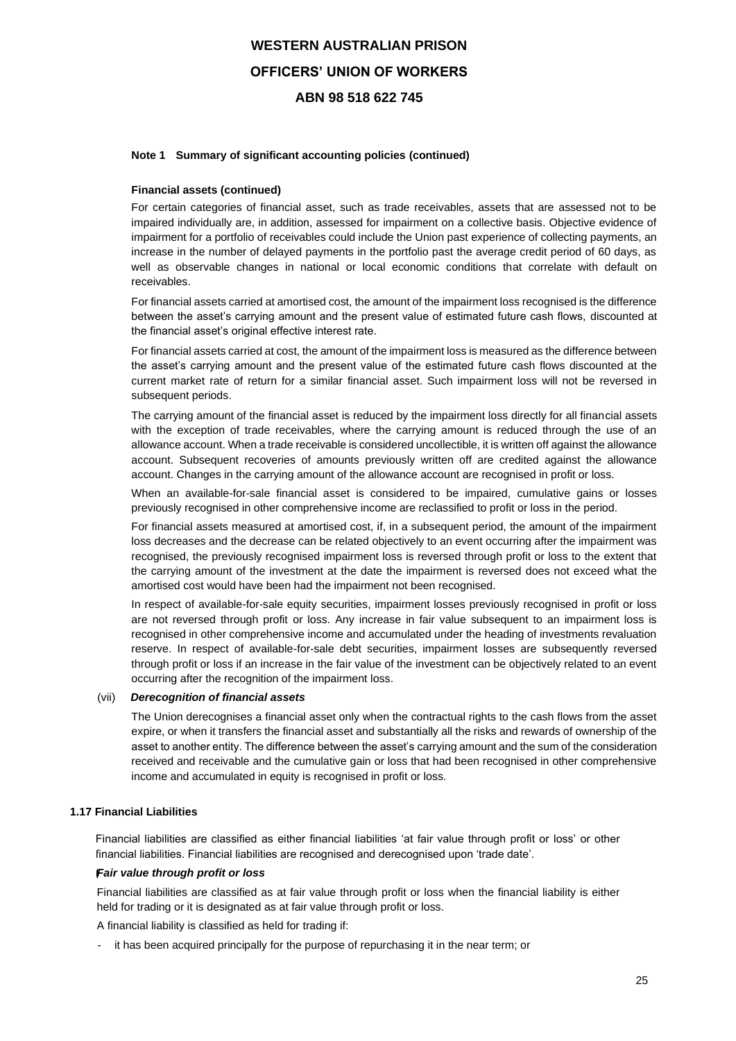**Note 1 Summary of significant accounting policies (continued)**

**Financial assets (continued)**

For certain categories of financial asset, such as trade receivables, assets that are assessed not to be impaired individually are, in addition, assessed for impairment on a collective basis. Objective evidence of impairment for a portfolio of receivables could include the Union past experience of collecting payments, an increase in the number of delayed payments in the portfolio past the average credit period of 60 days, as well as observable changes in national or local economic conditions that correlate with default on receivables.

For financial assets carried at amortised cost, the amount of the impairment loss recognised is the difference between the asset's carrying amount and the present value of estimated future cash flows, discounted at the financial asset's original effective interest rate.

For financial assets carried at cost, the amount of the impairment loss is measured as the difference between the asset's carrying amount and the present value of the estimated future cash flows discounted at the current market rate of return for a similar financial asset. Such impairment loss will not be reversed in subsequent periods.

The carrying amount of the financial asset is reduced by the impairment loss directly for all financial assets with the exception of trade receivables, where the carrying amount is reduced through the use of an allowance account. When a trade receivable is considered uncollectible, it is written off against the allowance account. Subsequent recoveries of amounts previously written off are credited against the allowance account. Changes in the carrying amount of the allowance account are recognised in profit or loss.

When an available-for-sale financial asset is considered to be impaired, cumulative gains or losses previously recognised in other comprehensive income are reclassified to profit or loss in the period.

For financial assets measured at amortised cost, if, in a subsequent period, the amount of the impairment loss decreases and the decrease can be related objectively to an event occurring after the impairment was recognised, the previously recognised impairment loss is reversed through profit or loss to the extent that the carrying amount of the investment at the date the impairment is reversed does not exceed what the amortised cost would have been had the impairment not been recognised.

In respect of available-for-sale equity securities, impairment losses previously recognised in profit or loss are not reversed through profit or loss. Any increase in fair value subsequent to an impairment loss is recognised in other comprehensive income and accumulated under the heading of investments revaluation reserve. In respect of available-for-sale debt securities, impairment losses are subsequently reversed through profit or loss if an increase in the fair value of the investment can be objectively related to an event occurring after the recognition of the impairment loss.

(vii) ***Derecognition of financial assets***

The Union derecognises a financial asset only when the contractual rights to the cash flows from the asset expire, or when it transfers the financial asset and substantially all the risks and rewards of ownership of the asset to another entity. The difference between the asset's carrying amount and the sum of the consideration received and receivable and the cumulative gain or loss that had been recognised in other comprehensive income and accumulated in equity is recognised in profit or loss.

**1.17 Financial Liabilities**

Financial liabilities are classified as either financial liabilities 'at fair value through profit or loss' or other financial liabilities. Financial liabilities are recognised and derecognised upon 'trade date'.

***Fair value through profit or loss***

Financial liabilities are classified as at fair value through profit or loss when the financial liability is either held for trading or it is designated as at fair value through profit or loss.

A financial liability is classified as held for trading if:

- it has been acquired principally for the purpose of repurchasing it in the near term; or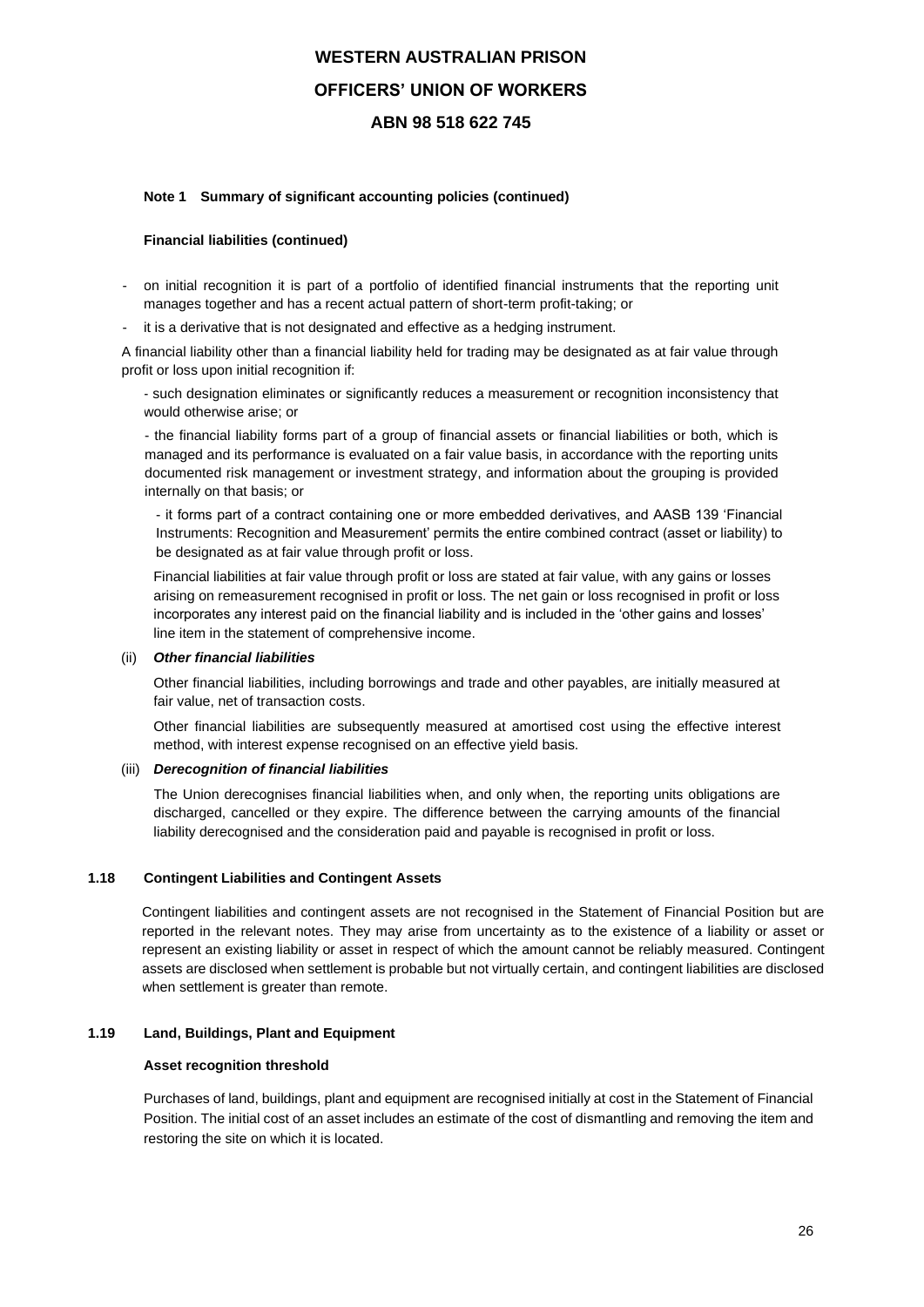**Note 1 Summary of significant accounting policies (continued)**

**Financial liabilities (continued)**

- on initial recognition it is part of a portfolio of identified financial instruments that the reporting unit manages together and has a recent actual pattern of short-term profit-taking; or
- it is a derivative that is not designated and effective as a hedging instrument.

A financial liability other than a financial liability held for trading may be designated as at fair value through profit or loss upon initial recognition if:

- such designation eliminates or significantly reduces a measurement or recognition inconsistency that would otherwise arise; or
- the financial liability forms part of a group of financial assets or financial liabilities or both, which is managed and its performance is evaluated on a fair value basis, in accordance with the reporting units documented risk management or investment strategy, and information about the grouping is provided internally on that basis; or
- it forms part of a contract containing one or more embedded derivatives, and AASB 139 'Financial Instruments: Recognition and Measurement' permits the entire combined contract (asset or liability) to be designated as at fair value through profit or loss.

Financial liabilities at fair value through profit or loss are stated at fair value, with any gains or losses arising on remeasurement recognised in profit or loss. The net gain or loss recognised in profit or loss incorporates any interest paid on the financial liability and is included in the 'other gains and losses' line item in the statement of comprehensive income.

(ii) ***Other financial liabilities***

Other financial liabilities, including borrowings and trade and other payables, are initially measured at fair value, net of transaction costs.

Other financial liabilities are subsequently measured at amortised cost using the effective interest method, with interest expense recognised on an effective yield basis.

(iii) ***Derecognition of financial liabilities***

The Union derecognises financial liabilities when, and only when, the reporting units obligations are discharged, cancelled or they expire. The difference between the carrying amounts of the financial liability derecognised and the consideration paid and payable is recognised in profit or loss.

**1.18 Contingent Liabilities and Contingent Assets**

Contingent liabilities and contingent assets are not recognised in the Statement of Financial Position but are reported in the relevant notes. They may arise from uncertainty as to the existence of a liability or asset or represent an existing liability or asset in respect of which the amount cannot be reliably measured. Contingent assets are disclosed when settlement is probable but not virtually certain, and contingent liabilities are disclosed when settlement is greater than remote.

**1.19 Land, Buildings, Plant and Equipment**

**Asset recognition threshold**

Purchases of land, buildings, plant and equipment are recognised initially at cost in the Statement of Financial Position. The initial cost of an asset includes an estimate of the cost of dismantling and removing the item and restoring the site on which it is located.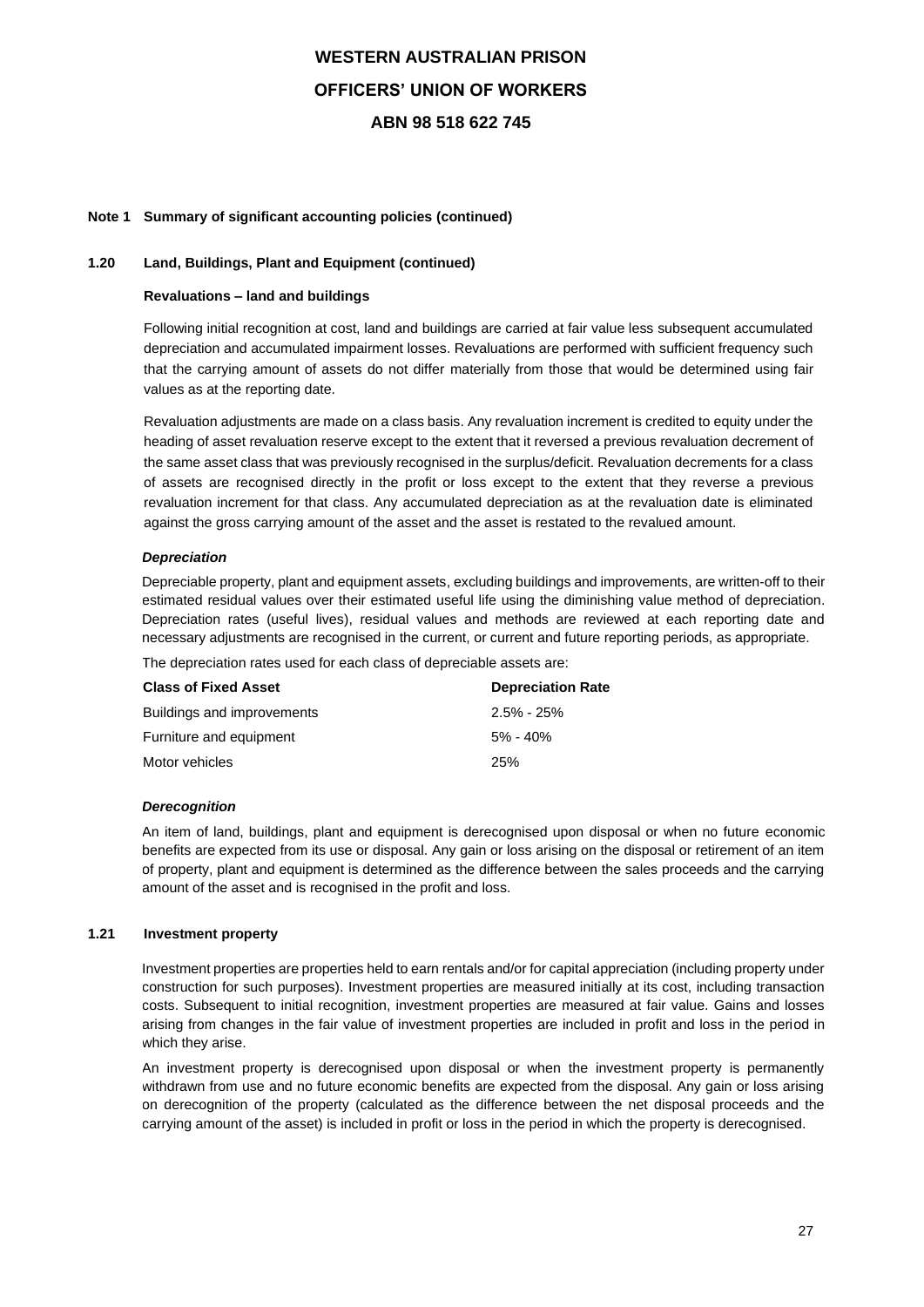**Note 1 Summary of significant accounting policies (continued)**

**1.20 Land, Buildings, Plant and Equipment (continued)**

**Revaluations – land and buildings**

Following initial recognition at cost, land and buildings are carried at fair value less subsequent accumulated depreciation and accumulated impairment losses. Revaluations are performed with sufficient frequency such that the carrying amount of assets do not differ materially from those that would be determined using fair values as at the reporting date.

Revaluation adjustments are made on a class basis. Any revaluation increment is credited to equity under the heading of asset revaluation reserve except to the extent that it reversed a previous revaluation decrement of the same asset class that was previously recognised in the surplus/deficit. Revaluation decrements for a class of assets are recognised directly in the profit or loss except to the extent that they reverse a previous revaluation increment for that class. Any accumulated depreciation as at the revaluation date is eliminated against the gross carrying amount of the asset and the asset is restated to the revalued amount.

***Depreciation***

Depreciable property, plant and equipment assets, excluding buildings and improvements, are written-off to their estimated residual values over their estimated useful life using the diminishing value method of depreciation. Depreciation rates (useful lives), residual values and methods are reviewed at each reporting date and necessary adjustments are recognised in the current, or current and future reporting periods, as appropriate.

The depreciation rates used for each class of depreciable assets are:

| Class of Fixed Asset | Depreciation Rate |
| --- | --- |
| Buildings and improvements | 2.5% - 25% |
| Furniture and equipment | 5% - 40% |
| Motor vehicles | 25% |

***Derecognition***

An item of land, buildings, plant and equipment is derecognised upon disposal or when no future economic benefits are expected from its use or disposal. Any gain or loss arising on the disposal or retirement of an item of property, plant and equipment is determined as the difference between the sales proceeds and the carrying amount of the asset and is recognised in the profit and loss.

**1.21 Investment property**

Investment properties are properties held to earn rentals and/or for capital appreciation (including property under construction for such purposes). Investment properties are measured initially at its cost, including transaction costs. Subsequent to initial recognition, investment properties are measured at fair value. Gains and losses arising from changes in the fair value of investment properties are included in profit and loss in the period in which they arise.

An investment property is derecognised upon disposal or when the investment property is permanently withdrawn from use and no future economic benefits are expected from the disposal. Any gain or loss arising on derecognition of the property (calculated as the difference between the net disposal proceeds and the carrying amount of the asset) is included in profit or loss in the period in which the property is derecognised.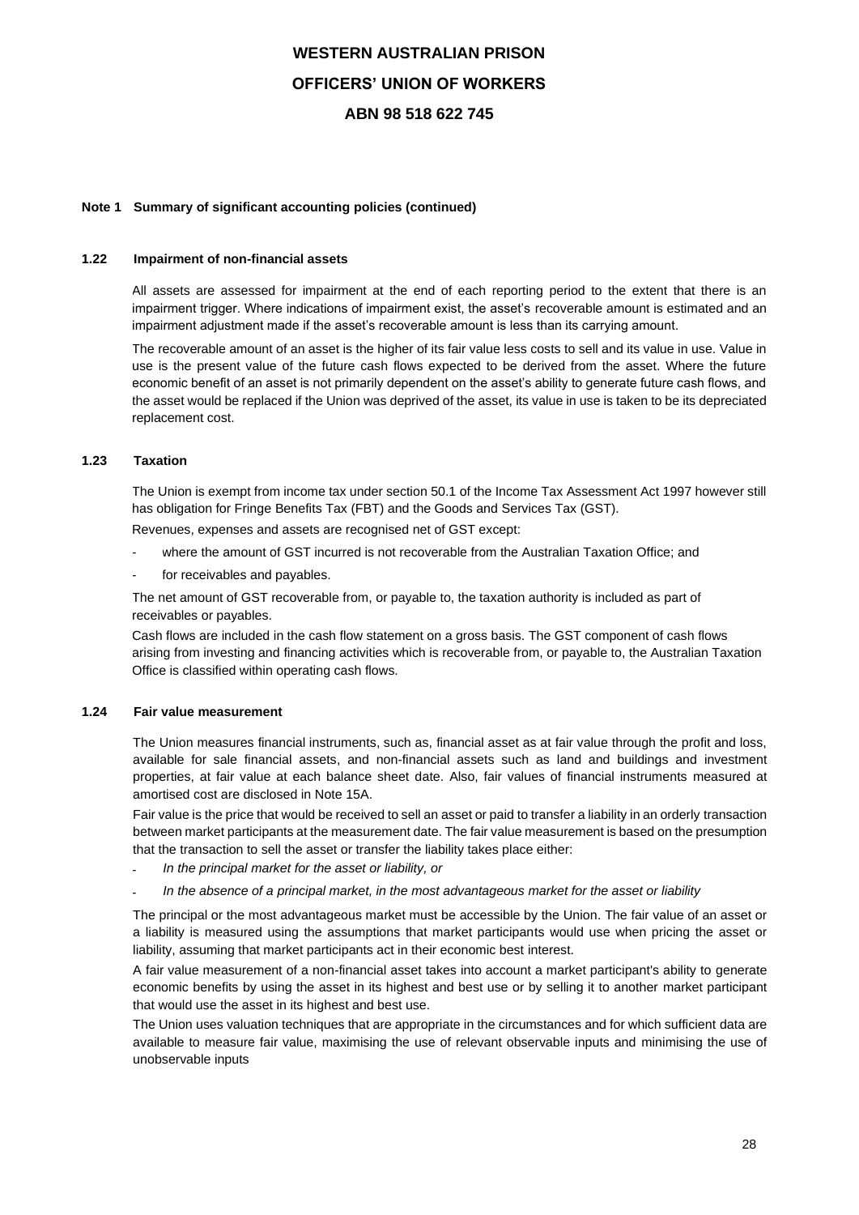**Note 1 Summary of significant accounting policies (continued)**

### 1.22 Impairment of non-financial assets

All assets are assessed for impairment at the end of each reporting period to the extent that there is an impairment trigger. Where indications of impairment exist, the asset's recoverable amount is estimated and an impairment adjustment made if the asset's recoverable amount is less than its carrying amount.

The recoverable amount of an asset is the higher of its fair value less costs to sell and its value in use. Value in use is the present value of the future cash flows expected to be derived from the asset. Where the future economic benefit of an asset is not primarily dependent on the asset's ability to generate future cash flows, and the asset would be replaced if the Union was deprived of the asset, its value in use is taken to be its depreciated replacement cost.

### 1.23 Taxation

The Union is exempt from income tax under section 50.1 of the Income Tax Assessment Act 1997 however still has obligation for Fringe Benefits Tax (FBT) and the Goods and Services Tax (GST).

Revenues, expenses and assets are recognised net of GST except:

- where the amount of GST incurred is not recoverable from the Australian Taxation Office; and
- for receivables and payables.

The net amount of GST recoverable from, or payable to, the taxation authority is included as part of receivables or payables.

Cash flows are included in the cash flow statement on a gross basis. The GST component of cash flows arising from investing and financing activities which is recoverable from, or payable to, the Australian Taxation Office is classified within operating cash flows.

### 1.24 Fair value measurement

The Union measures financial instruments, such as, financial asset as at fair value through the profit and loss, available for sale financial assets, and non-financial assets such as land and buildings and investment properties, at fair value at each balance sheet date. Also, fair values of financial instruments measured at amortised cost are disclosed in Note 15A.

Fair value is the price that would be received to sell an asset or paid to transfer a liability in an orderly transaction between market participants at the measurement date. The fair value measurement is based on the presumption that the transaction to sell the asset or transfer the liability takes place either:

- *In the principal market for the asset or liability, or*
- *In the absence of a principal market, in the most advantageous market for the asset or liability*

The principal or the most advantageous market must be accessible by the Union. The fair value of an asset or a liability is measured using the assumptions that market participants would use when pricing the asset or liability, assuming that market participants act in their economic best interest.

A fair value measurement of a non-financial asset takes into account a market participant's ability to generate economic benefits by using the asset in its highest and best use or by selling it to another market participant that would use the asset in its highest and best use.

The Union uses valuation techniques that are appropriate in the circumstances and for which sufficient data are available to measure fair value, maximising the use of relevant observable inputs and minimising the use of unobservable inputs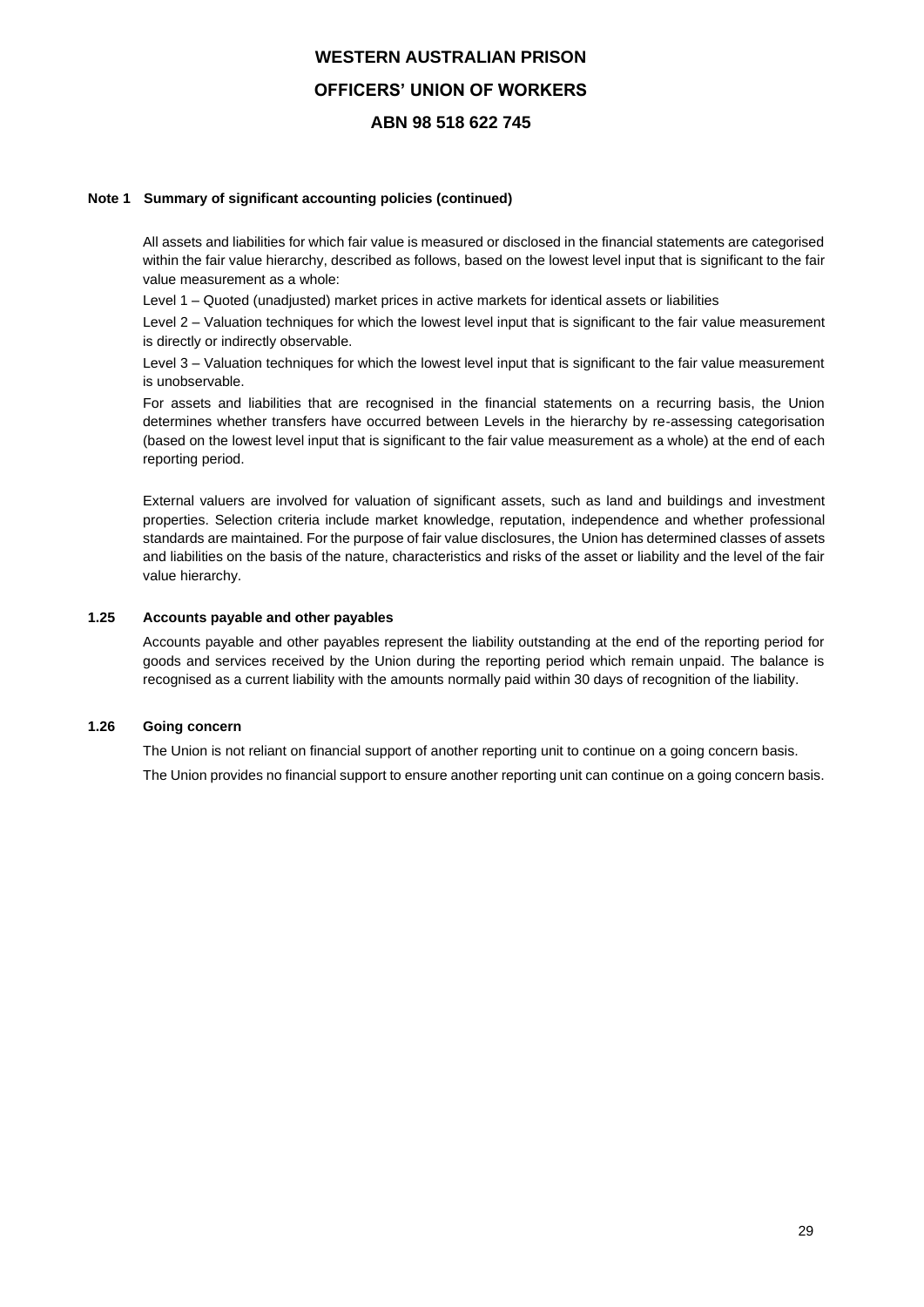**Note 1 Summary of significant accounting policies (continued)**

All assets and liabilities for which fair value is measured or disclosed in the financial statements are categorised within the fair value hierarchy, described as follows, based on the lowest level input that is significant to the fair value measurement as a whole:

Level 1 – Quoted (unadjusted) market prices in active markets for identical assets or liabilities

Level 2 – Valuation techniques for which the lowest level input that is significant to the fair value measurement is directly or indirectly observable.

Level 3 – Valuation techniques for which the lowest level input that is significant to the fair value measurement is unobservable.

For assets and liabilities that are recognised in the financial statements on a recurring basis, the Union determines whether transfers have occurred between Levels in the hierarchy by re-assessing categorisation (based on the lowest level input that is significant to the fair value measurement as a whole) at the end of each reporting period.

External valuers are involved for valuation of significant assets, such as land and buildings and investment properties. Selection criteria include market knowledge, reputation, independence and whether professional standards are maintained. For the purpose of fair value disclosures, the Union has determined classes of assets and liabilities on the basis of the nature, characteristics and risks of the asset or liability and the level of the fair value hierarchy.

### 1.25 Accounts payable and other payables

Accounts payable and other payables represent the liability outstanding at the end of the reporting period for goods and services received by the Union during the reporting period which remain unpaid. The balance is recognised as a current liability with the amounts normally paid within 30 days of recognition of the liability.

### 1.26 Going concern

The Union is not reliant on financial support of another reporting unit to continue on a going concern basis.

The Union provides no financial support to ensure another reporting unit can continue on a going concern basis.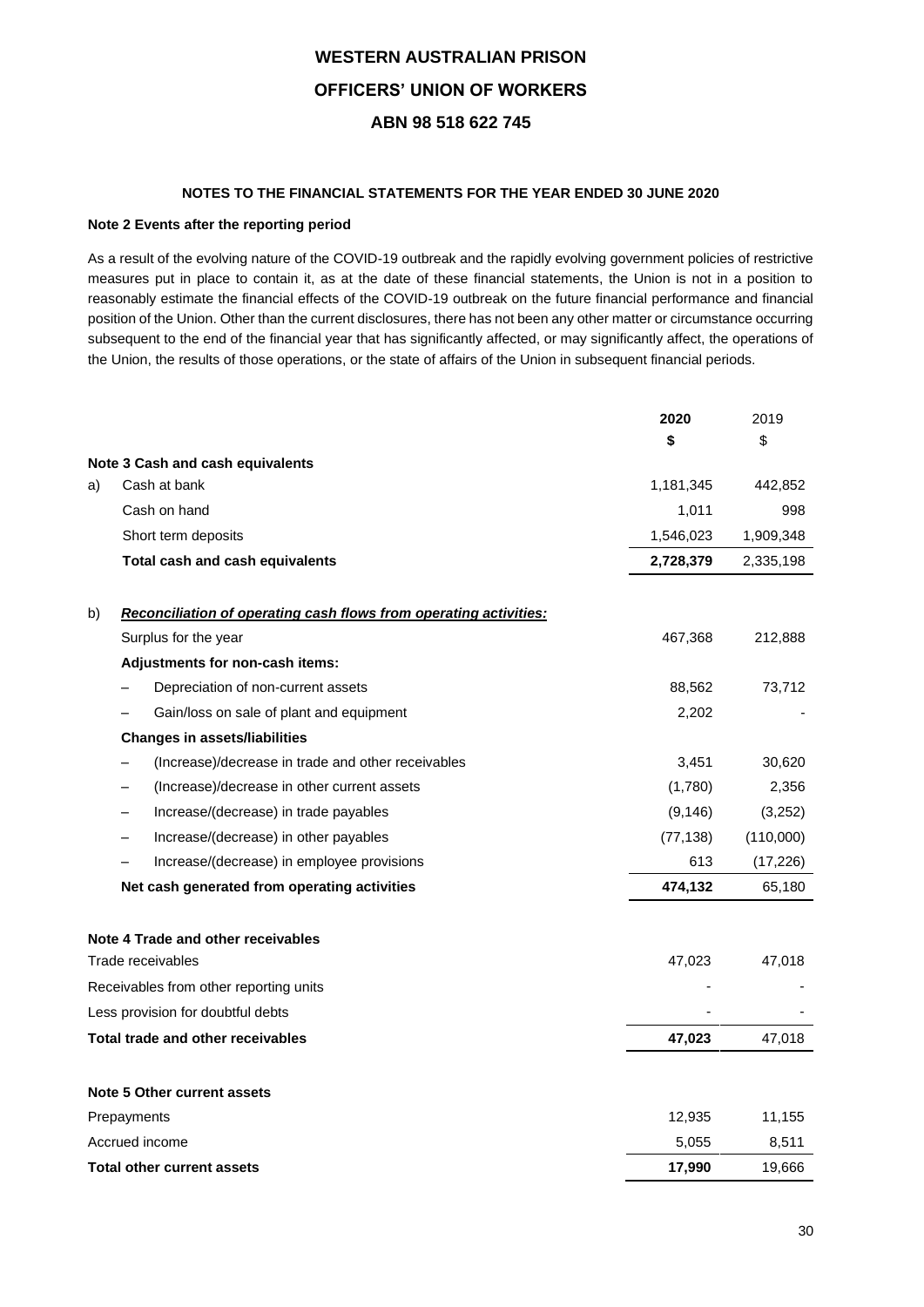# WESTERN AUSTRALIAN PRISON OFFICERS' UNION OF WORKERS

## ABN 98 518 622 745

### NOTES TO THE FINANCIAL STATEMENTS FOR THE YEAR ENDED 30 JUNE 2020

**Note 2 Events after the reporting period**

As a result of the evolving nature of the COVID-19 outbreak and the rapidly evolving government policies of restrictive measures put in place to contain it, as at the date of these financial statements, the Union is not in a position to reasonably estimate the financial effects of the COVID-19 outbreak on the future financial performance and financial position of the Union. Other than the current disclosures, there has not been any other matter or circumstance occurring subsequent to the end of the financial year that has significantly affected, or may significantly affect, the operations of the Union, the results of those operations, or the state of affairs of the Union in subsequent financial periods.

| | | **2020** | 2019 |
|---|---|---|---|
| | | **$** | $ |
| | **Note 3 Cash and cash equivalents** | | |
| a) | Cash at bank | 1,181,345 | 442,852 |
| | Cash on hand | 1,011 | 998 |
| | Short term deposits | 1,546,023 | 1,909,348 |
| | **Total cash and cash equivalents** | **2,728,379** | 2,335,198 |
| | | | |
| b) | ***Reconciliation of operating cash flows from operating activities:*** | | |
| | Surplus for the year | 467,368 | 212,888 |
| | **Adjustments for non-cash items:** | | |
| | – Depreciation of non-current assets | 88,562 | 73,712 |
| | – Gain/loss on sale of plant and equipment | 2,202 | - |
| | **Changes in assets/liabilities** | | |
| | – (Increase)/decrease in trade and other receivables | 3,451 | 30,620 |
| | – (Increase)/decrease in other current assets | (1,780) | 2,356 |
| | – Increase/(decrease) in trade payables | (9,146) | (3,252) |
| | – Increase/(decrease) in other payables | (77,138) | (110,000) |
| | – Increase/(decrease) in employee provisions | 613 | (17,226) |
| | **Net cash generated from operating activities** | **474,132** | 65,180 |

| | **2020** | 2019 |
|---|---|---|
| **Note 4 Trade and other receivables** | | |
| Trade receivables | 47,023 | 47,018 |
| Receivables from other reporting units | - | - |
| Less provision for doubtful debts | - | - |
| **Total trade and other receivables** | **47,023** | 47,018 |
| | | |
| **Note 5 Other current assets** | | |
| Prepayments | 12,935 | 11,155 |
| Accrued income | 5,055 | 8,511 |
| **Total other current assets** | **17,990** | 19,666 |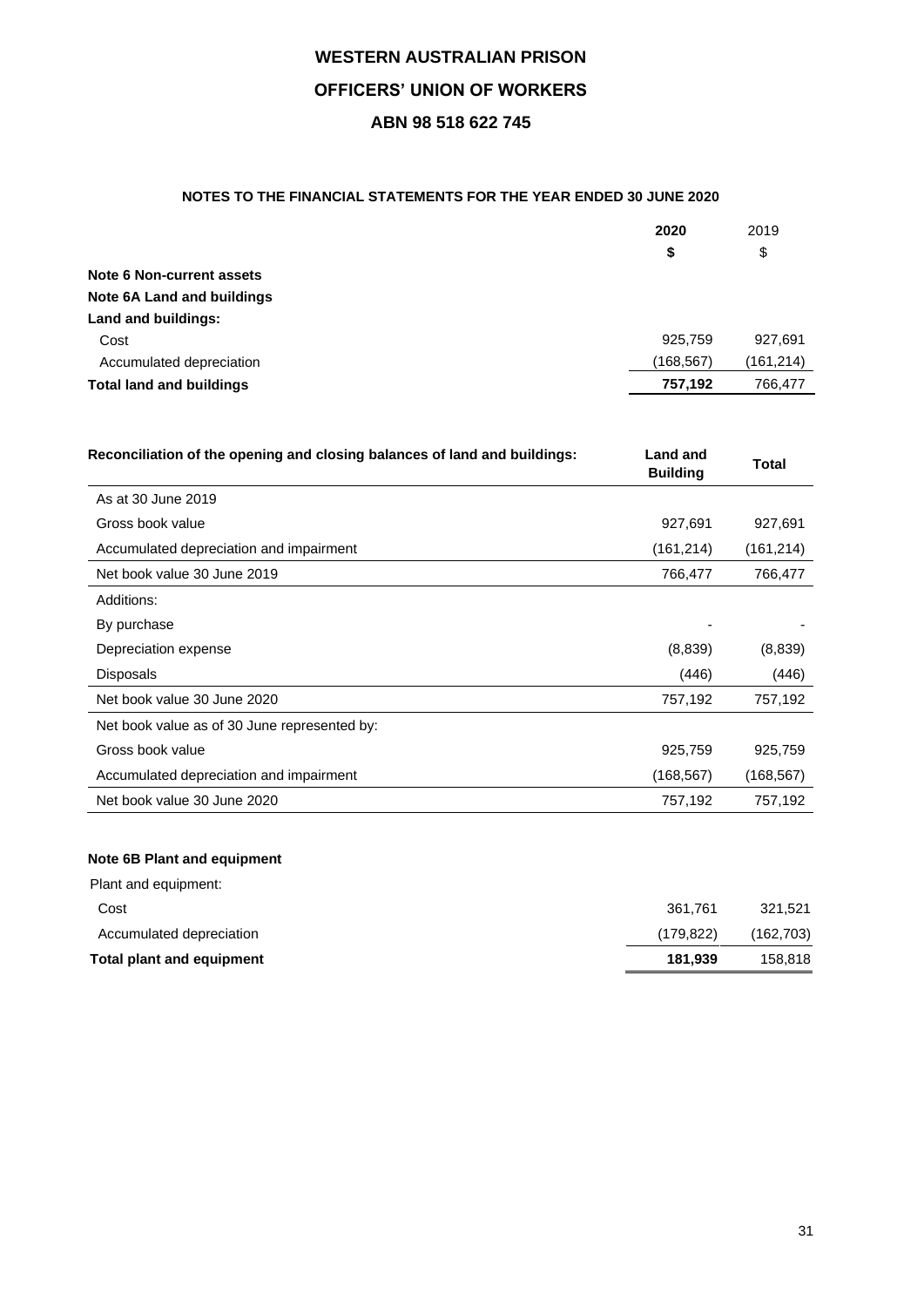# WESTERN AUSTRALIAN PRISON

# OFFICERS' UNION OF WORKERS

# ABN 98 518 622 745

### NOTES TO THE FINANCIAL STATEMENTS FOR THE YEAR ENDED 30 JUNE 2020

| | 2020 | 2019 |
|---|---|---|
| | $ | $ |
| **Note 6 Non-current assets** | | |
| **Note 6A Land and buildings** | | |
| **Land and buildings:** | | |
| Cost | 925,759 | 927,691 |
| Accumulated depreciation | (168,567) | (161,214) |
| **Total land and buildings** | **757,192** | 766,477 |

| Reconciliation of the opening and closing balances of land and buildings: | Land and Building | Total |
|---|---|---|
| As at 30 June 2019 | | |
| Gross book value | 927,691 | 927,691 |
| Accumulated depreciation and impairment | (161,214) | (161,214) |
| Net book value 30 June 2019 | 766,477 | 766,477 |
| Additions: | | |
| By purchase | - | - |
| Depreciation expense | (8,839) | (8,839) |
| Disposals | (446) | (446) |
| Net book value 30 June 2020 | 757,192 | 757,192 |
| Net book value as of 30 June represented by: | | |
| Gross book value | 925,759 | 925,759 |
| Accumulated depreciation and impairment | (168,567) | (168,567) |
| Net book value 30 June 2020 | 757,192 | 757,192 |

**Note 6B Plant and equipment**

| | 2020 | 2019 |
|---|---|---|
| Plant and equipment: | | |
| Cost | 361,761 | 321,521 |
| Accumulated depreciation | (179,822) | (162,703) |
| **Total plant and equipment** | **181,939** | 158,818 |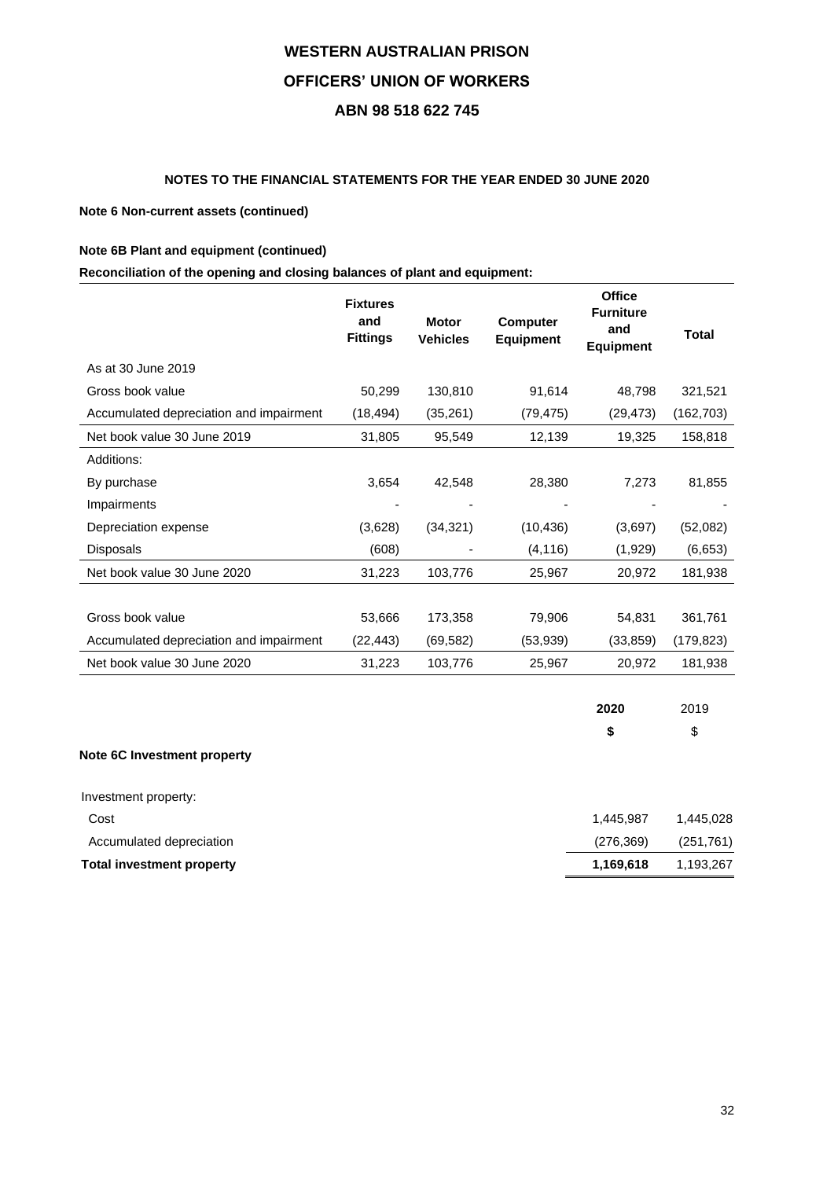# WESTERN AUSTRALIAN PRISON

# OFFICERS' UNION OF WORKERS

# ABN 98 518 622 745

### NOTES TO THE FINANCIAL STATEMENTS FOR THE YEAR ENDED 30 JUNE 2020

**Note 6 Non-current assets (continued)**

**Note 6B Plant and equipment (continued)**

**Reconciliation of the opening and closing balances of plant and equipment:**

| | Fixtures and Fittings | Motor Vehicles | Computer Equipment | Office Furniture and Equipment | Total |
|---|---|---|---|---|---|
| As at 30 June 2019 | | | | | |
| Gross book value | 50,299 | 130,810 | 91,614 | 48,798 | 321,521 |
| Accumulated depreciation and impairment | (18,494) | (35,261) | (79,475) | (29,473) | (162,703) |
| Net book value 30 June 2019 | 31,805 | 95,549 | 12,139 | 19,325 | 158,818 |
| Additions: | | | | | |
| By purchase | 3,654 | 42,548 | 28,380 | 7,273 | 81,855 |
| Impairments | - | - | - | - | - |
| Depreciation expense | (3,628) | (34,321) | (10,436) | (3,697) | (52,082) |
| Disposals | (608) | - | (4,116) | (1,929) | (6,653) |
| Net book value 30 June 2020 | 31,223 | 103,776 | 25,967 | 20,972 | 181,938 |
| | | | | | |
| Gross book value | 53,666 | 173,358 | 79,906 | 54,831 | 361,761 |
| Accumulated depreciation and impairment | (22,443) | (69,582) | (53,939) | (33,859) | (179,823) |
| Net book value 30 June 2020 | 31,223 | 103,776 | 25,967 | 20,972 | 181,938 |

**Note 6C Investment property**

| | 2020 | 2019 |
|---|---|---|
| | $ | $ |
| Investment property: | | |
| Cost | 1,445,987 | 1,445,028 |
| Accumulated depreciation | (276,369) | (251,761) |
| **Total investment property** | **1,169,618** | 1,193,267 |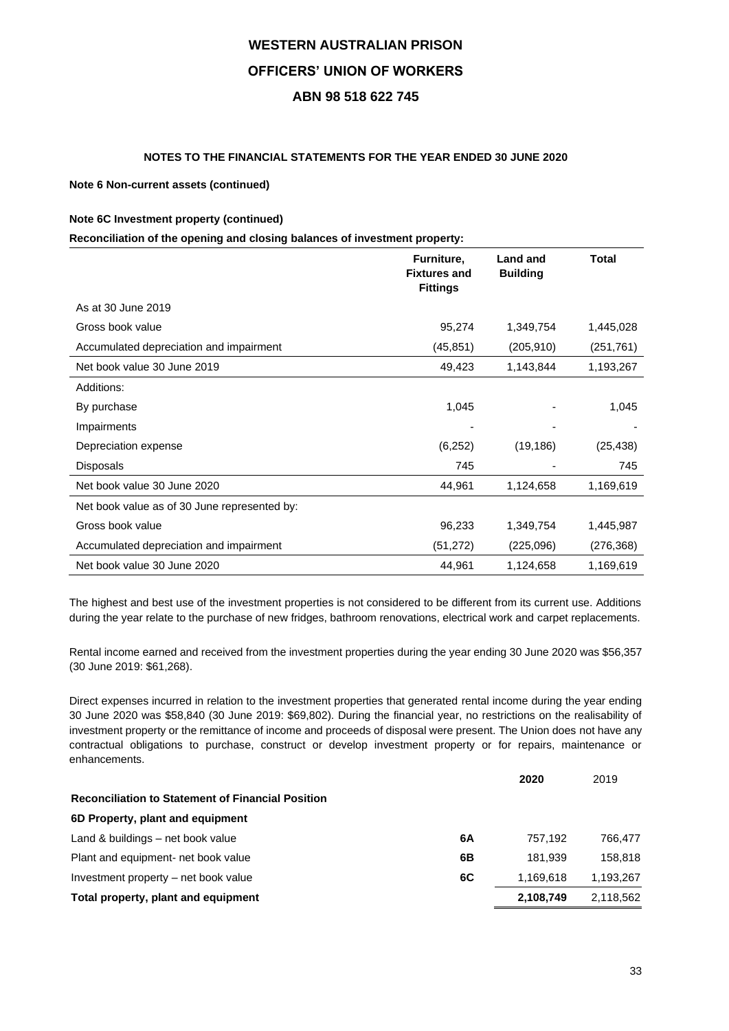**NOTES TO THE FINANCIAL STATEMENTS FOR THE YEAR ENDED 30 JUNE 2020**

**Note 6 Non-current assets (continued)**

**Note 6C Investment property (continued)**

**Reconciliation of the opening and closing balances of investment property:**

| | Furniture, Fixtures and Fittings | Land and Building | Total |
|---|---|---|---|
| As at 30 June 2019 | | | |
| Gross book value | 95,274 | 1,349,754 | 1,445,028 |
| Accumulated depreciation and impairment | (45,851) | (205,910) | (251,761) |
| Net book value 30 June 2019 | 49,423 | 1,143,844 | 1,193,267 |
| Additions: | | | |
| By purchase | 1,045 | - | 1,045 |
| Impairments | - | - | - |
| Depreciation expense | (6,252) | (19,186) | (25,438) |
| Disposals | 745 | - | 745 |
| Net book value 30 June 2020 | 44,961 | 1,124,658 | 1,169,619 |
| Net book value as of 30 June represented by: | | | |
| Gross book value | 96,233 | 1,349,754 | 1,445,987 |
| Accumulated depreciation and impairment | (51,272) | (225,096) | (276,368) |
| Net book value 30 June 2020 | 44,961 | 1,124,658 | 1,169,619 |

The highest and best use of the investment properties is not considered to be different from its current use. Additions during the year relate to the purchase of new fridges, bathroom renovations, electrical work and carpet replacements.

Rental income earned and received from the investment properties during the year ending 30 June 2020 was $56,357 (30 June 2019: $61,268).

Direct expenses incurred in relation to the investment properties that generated rental income during the year ending 30 June 2020 was $58,840 (30 June 2019: $69,802). During the financial year, no restrictions on the realisability of investment property or the remittance of income and proceeds of disposal were present. The Union does not have any contractual obligations to purchase, construct or develop investment property or for repairs, maintenance or enhancements.

| | | 2020 | 2019 |
|---|---|---|---|
| **Reconciliation to Statement of Financial Position** | | | |
| **6D Property, plant and equipment** | | | |
| Land & buildings – net book value | 6A | 757,192 | 766,477 |
| Plant and equipment- net book value | 6B | 181,939 | 158,818 |
| Investment property – net book value | 6C | 1,169,618 | 1,193,267 |
| **Total property, plant and equipment** | | **2,108,749** | 2,118,562 |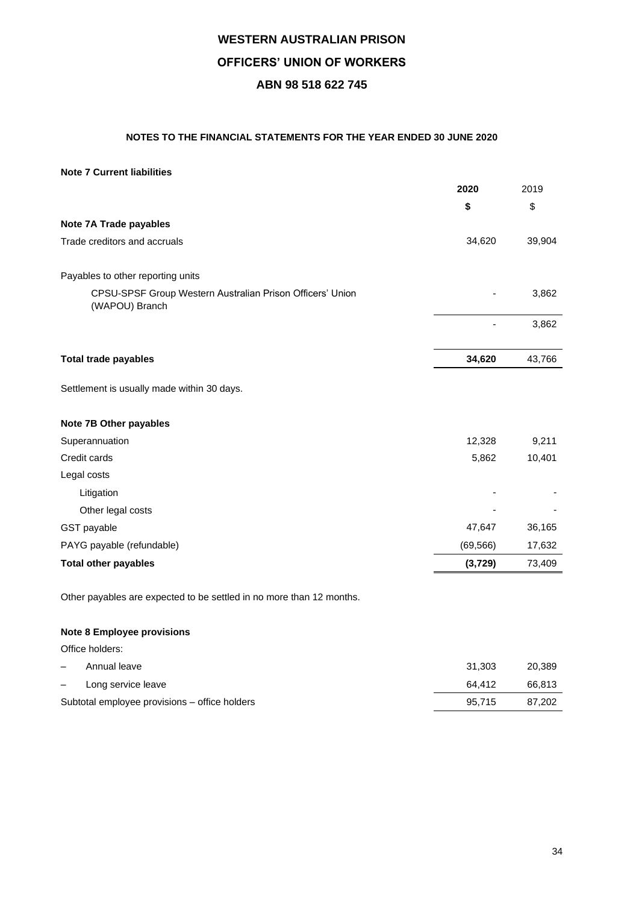# WESTERN AUSTRALIAN PRISON

# OFFICERS' UNION OF WORKERS

# ABN 98 518 622 745

## NOTES TO THE FINANCIAL STATEMENTS FOR THE YEAR ENDED 30 JUNE 2020

### Note 7 Current liabilities

| | 2020 | 2019 |
|---|---|---|
| | $ | $ |
| **Note 7A Trade payables** | | |
| Trade creditors and accruals | 34,620 | 39,904 |
| | | |
| Payables to other reporting units | | |
| CPSU-SPSF Group Western Australian Prison Officers' Union (WAPOU) Branch | - | 3,862 |
| | - | 3,862 |
| | | |
| **Total trade payables** | **34,620** | 43,766 |

Settlement is usually made within 30 days.

| | 2020 | 2019 |
|---|---|---|
| **Note 7B Other payables** | | |
| Superannuation | 12,328 | 9,211 |
| Credit cards | 5,862 | 10,401 |
| Legal costs | | |
| Litigation | - | - |
| Other legal costs | - | - |
| GST payable | 47,647 | 36,165 |
| PAYG payable (refundable) | (69,566) | 17,632 |
| **Total other payables** | **(3,729)** | 73,409 |

Other payables are expected to be settled in no more than 12 months.

### Note 8 Employee provisions

| | 2020 | 2019 |
|---|---|---|
| Office holders: | | |
| – Annual leave | 31,303 | 20,389 |
| – Long service leave | 64,412 | 66,813 |
| Subtotal employee provisions – office holders | 95,715 | 87,202 |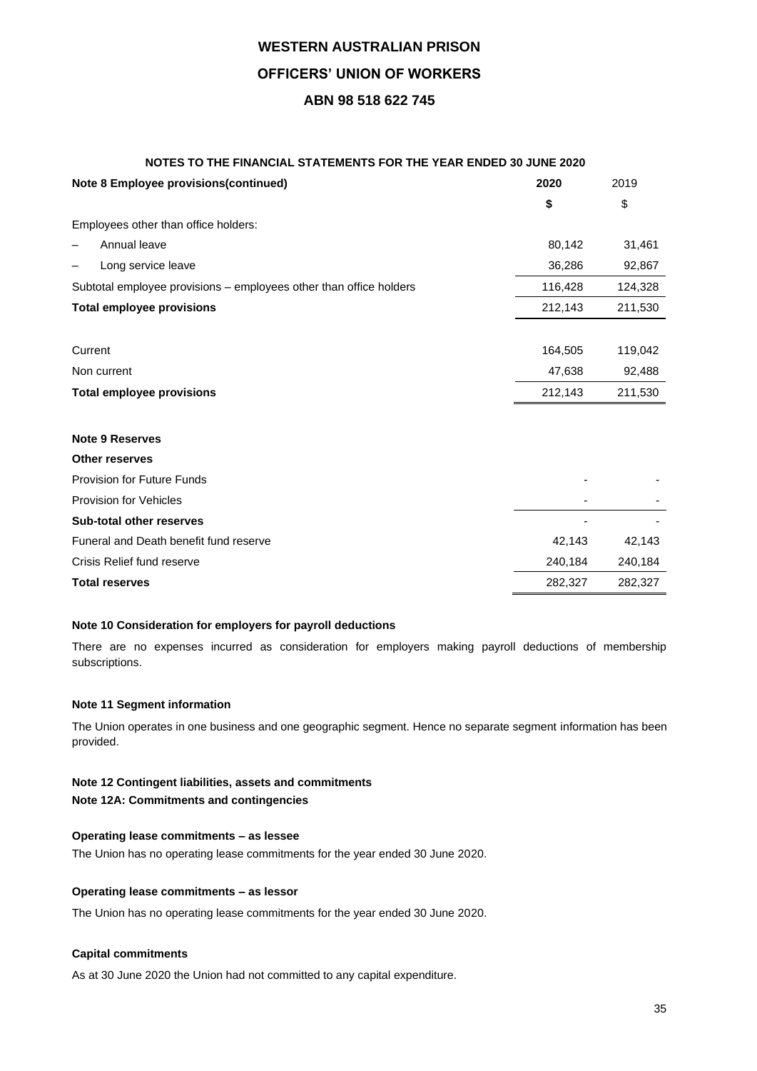**WESTERN AUSTRALIAN PRISON**

**OFFICERS' UNION OF WORKERS**

**ABN 98 518 622 745**

**NOTES TO THE FINANCIAL STATEMENTS FOR THE YEAR ENDED 30 JUNE 2020**

| **Note 8 Employee provisions(continued)** | **2020** | 2019 |
|---|---|---|
| | **$** | $ |
| Employees other than office holders: | | |
| – Annual leave | 80,142 | 31,461 |
| – Long service leave | 36,286 | 92,867 |
| Subtotal employee provisions – employees other than office holders | 116,428 | 124,328 |
| **Total employee provisions** | 212,143 | 211,530 |
| | | |
| Current | 164,505 | 119,042 |
| Non current | 47,638 | 92,488 |
| **Total employee provisions** | 212,143 | 211,530 |

**Note 9 Reserves**

| **Other reserves** | | |
|---|---|---|
| Provision for Future Funds | - | - |
| Provision for Vehicles | - | - |
| **Sub-total other reserves** | - | - |
| Funeral and Death benefit fund reserve | 42,143 | 42,143 |
| Crisis Relief fund reserve | 240,184 | 240,184 |
| **Total reserves** | 282,327 | 282,327 |

**Note 10 Consideration for employers for payroll deductions**

There are no expenses incurred as consideration for employers making payroll deductions of membership subscriptions.

**Note 11 Segment information**

The Union operates in one business and one geographic segment. Hence no separate segment information has been provided.

**Note 12 Contingent liabilities, assets and commitments**

**Note 12A: Commitments and contingencies**

**Operating lease commitments – as lessee**

The Union has no operating lease commitments for the year ended 30 June 2020.

**Operating lease commitments – as lessor**

The Union has no operating lease commitments for the year ended 30 June 2020.

**Capital commitments**

As at 30 June 2020 the Union had not committed to any capital expenditure.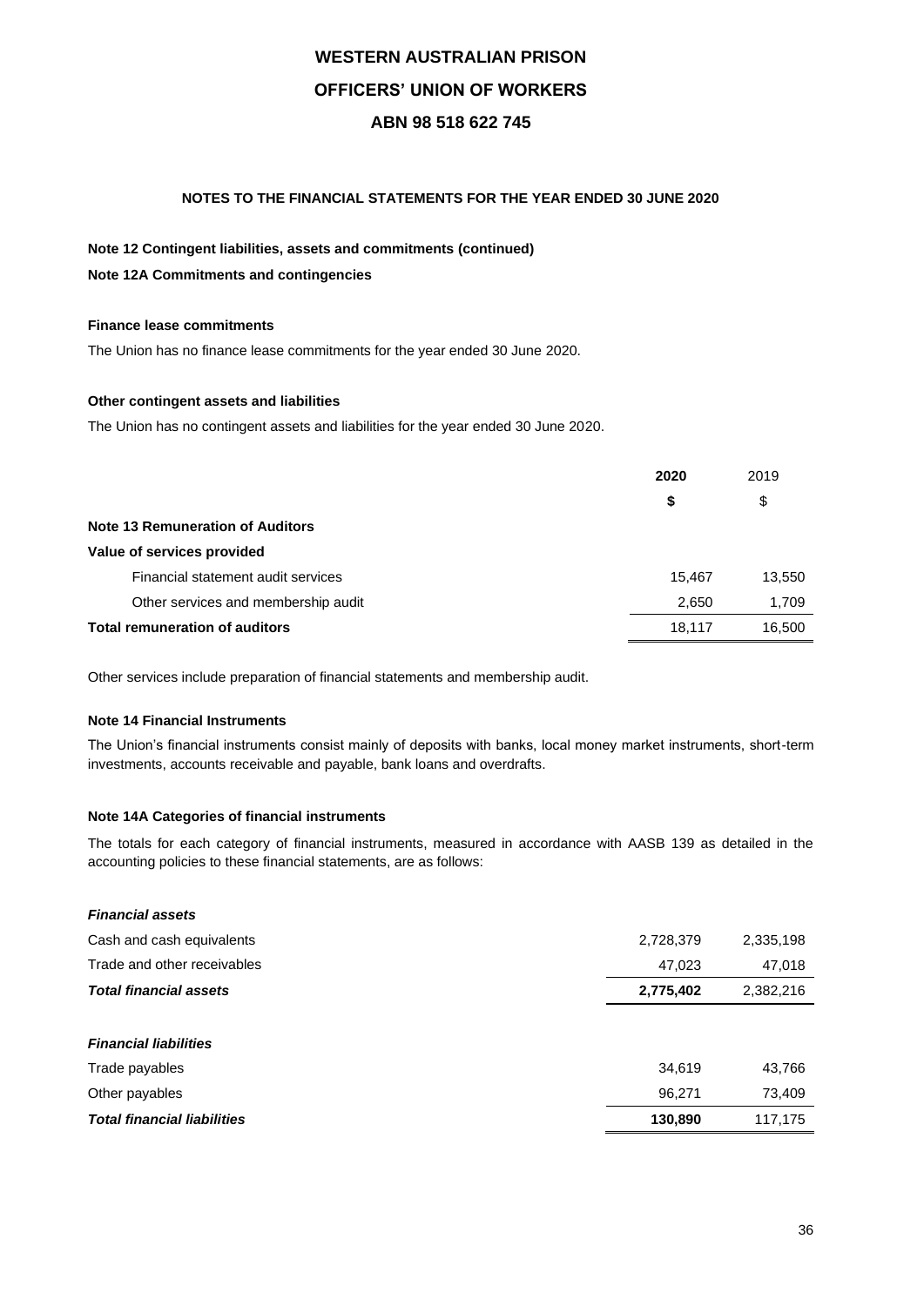# WESTERN AUSTRALIAN PRISON OFFICERS' UNION OF WORKERS

## ABN 98 518 622 745

### NOTES TO THE FINANCIAL STATEMENTS FOR THE YEAR ENDED 30 JUNE 2020

**Note 12 Contingent liabilities, assets and commitments (continued)**

**Note 12A Commitments and contingencies**

**Finance lease commitments**

The Union has no finance lease commitments for the year ended 30 June 2020.

**Other contingent assets and liabilities**

The Union has no contingent assets and liabilities for the year ended 30 June 2020.

| | 2020 | 2019 |
|---|---|---|
| | **$** | $ |
| **Note 13 Remuneration of Auditors** | | |
| **Value of services provided** | | |
| Financial statement audit services | 15,467 | 13,550 |
| Other services and membership audit | 2,650 | 1,709 |
| **Total remuneration of auditors** | 18,117 | 16,500 |

Other services include preparation of financial statements and membership audit.

**Note 14 Financial Instruments**

The Union's financial instruments consist mainly of deposits with banks, local money market instruments, short-term investments, accounts receivable and payable, bank loans and overdrafts.

**Note 14A Categories of financial instruments**

The totals for each category of financial instruments, measured in accordance with AASB 139 as detailed in the accounting policies to these financial statements, are as follows:

| | 2020 | 2019 |
|---|---|---|
| ***Financial assets*** | | |
| Cash and cash equivalents | 2,728,379 | 2,335,198 |
| Trade and other receivables | 47,023 | 47,018 |
| ***Total financial assets*** | **2,775,402** | 2,382,216 |
| | | |
| ***Financial liabilities*** | | |
| Trade payables | 34,619 | 43,766 |
| Other payables | 96,271 | 73,409 |
| ***Total financial liabilities*** | **130,890** | 117,175 |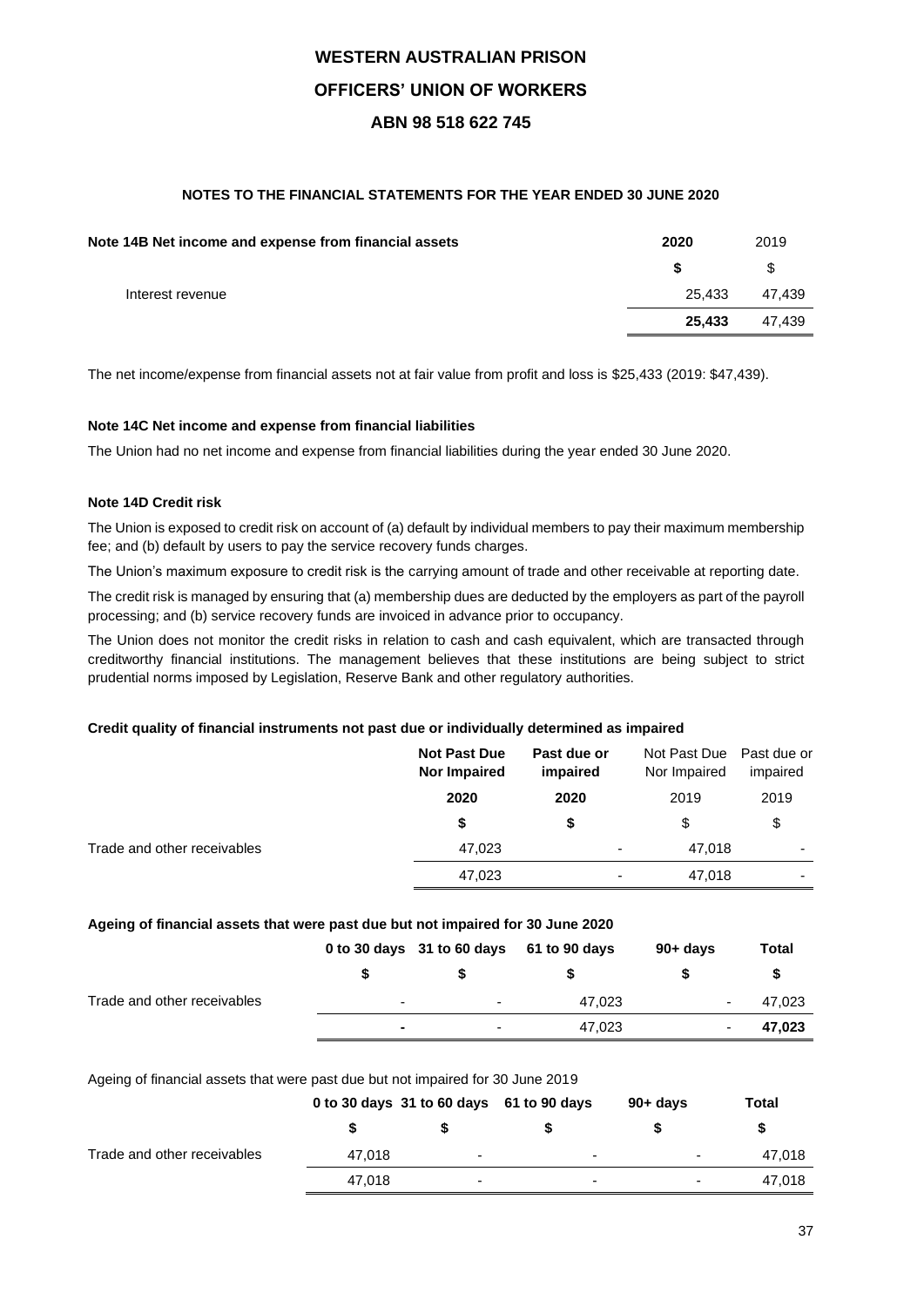# WESTERN AUSTRALIAN PRISON
# OFFICERS' UNION OF WORKERS
# ABN 98 518 622 745

### NOTES TO THE FINANCIAL STATEMENTS FOR THE YEAR ENDED 30 JUNE 2020

| **Note 14B Net income and expense from financial assets** | **2020** | 2019 |
|---|---|---|
| | **$** | $ |
| Interest revenue | 25,433 | 47,439 |
| | **25,433** | 47,439 |

The net income/expense from financial assets not at fair value from profit and loss is $25,433 (2019: $47,439).

**Note 14C Net income and expense from financial liabilities**

The Union had no net income and expense from financial liabilities during the year ended 30 June 2020.

**Note 14D Credit risk**

The Union is exposed to credit risk on account of (a) default by individual members to pay their maximum membership fee; and (b) default by users to pay the service recovery funds charges.

The Union's maximum exposure to credit risk is the carrying amount of trade and other receivable at reporting date.

The credit risk is managed by ensuring that (a) membership dues are deducted by the employers as part of the payroll processing; and (b) service recovery funds are invoiced in advance prior to occupancy.

The Union does not monitor the credit risks in relation to cash and cash equivalent, which are transacted through creditworthy financial institutions. The management believes that these institutions are being subject to strict prudential norms imposed by Legislation, Reserve Bank and other regulatory authorities.

**Credit quality of financial instruments not past due or individually determined as impaired**

| | **Not Past Due Nor Impaired** | **Past due or impaired** | Not Past Due Nor Impaired | Past due or impaired |
|---|---|---|---|---|
| | **2020** | **2020** | 2019 | 2019 |
| | **$** | **$** | $ | $ |
| Trade and other receivables | 47,023 | - | 47,018 | - |
| | 47,023 | - | 47,018 | - |

**Ageing of financial assets that were past due but not impaired for 30 June 2020**

| | **0 to 30 days** | **31 to 60 days** | **61 to 90 days** | **90+ days** | **Total** |
|---|---|---|---|---|---|
| | **$** | **$** | **$** | **$** | **$** |
| Trade and other receivables | - | - | 47,023 | - | 47,023 |
| | **-** | - | 47,023 | - | **47,023** |

Ageing of financial assets that were past due but not impaired for 30 June 2019

| | **0 to 30 days** | **31 to 60 days** | **61 to 90 days** | **90+ days** | **Total** |
|---|---|---|---|---|---|
| | **$** | **$** | **$** | **$** | **$** |
| Trade and other receivables | 47,018 | - | - | - | 47,018 |
| | 47,018 | - | - | - | 47,018 |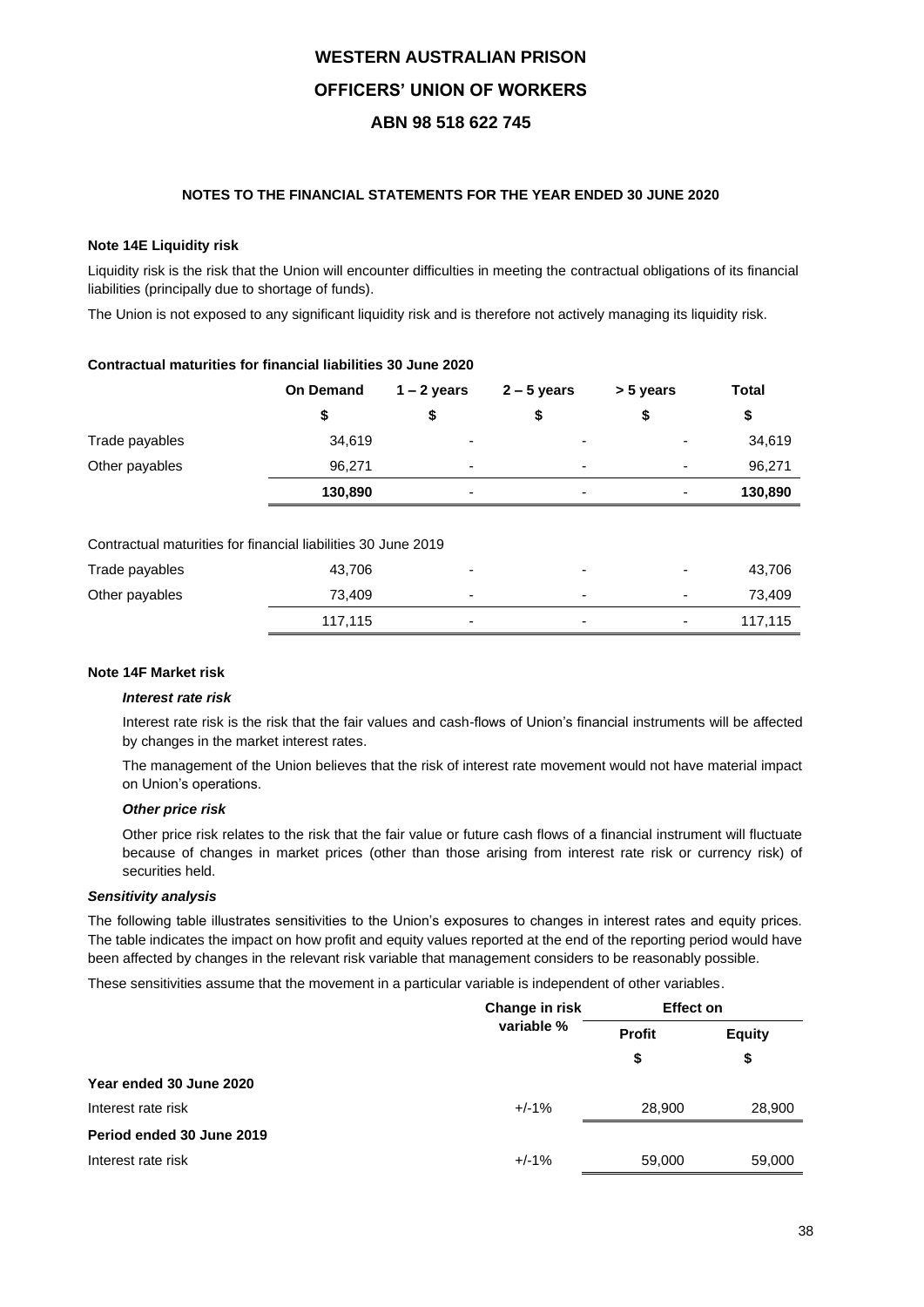# WESTERN AUSTRALIAN PRISON

# OFFICERS' UNION OF WORKERS

# ABN 98 518 622 745

## NOTES TO THE FINANCIAL STATEMENTS FOR THE YEAR ENDED 30 JUNE 2020

### Note 14E Liquidity risk

Liquidity risk is the risk that the Union will encounter difficulties in meeting the contractual obligations of its financial liabilities (principally due to shortage of funds).

The Union is not exposed to any significant liquidity risk and is therefore not actively managing its liquidity risk.

**Contractual maturities for financial liabilities 30 June 2020**

| | On Demand | 1 – 2 years | 2 – 5 years | > 5 years | Total |
|---|---|---|---|---|---|
| | $ | $ | $ | $ | $ |
| Trade payables | 34,619 | - | - | - | 34,619 |
| Other payables | 96,271 | - | - | - | 96,271 |
| | **130,890** | - | - | - | **130,890** |

Contractual maturities for financial liabilities 30 June 2019

| | On Demand | 1 – 2 years | 2 – 5 years | > 5 years | Total |
|---|---|---|---|---|---|
| Trade payables | 43,706 | - | - | - | 43,706 |
| Other payables | 73,409 | - | - | - | 73,409 |
| | 117,115 | - | - | - | 117,115 |

### Note 14F Market risk

***Interest rate risk***

Interest rate risk is the risk that the fair values and cash-flows of Union's financial instruments will be affected by changes in the market interest rates.

The management of the Union believes that the risk of interest rate movement would not have material impact on Union's operations.

***Other price risk***

Other price risk relates to the risk that the fair value or future cash flows of a financial instrument will fluctuate because of changes in market prices (other than those arising from interest rate risk or currency risk) of securities held.

***Sensitivity analysis***

The following table illustrates sensitivities to the Union's exposures to changes in interest rates and equity prices. The table indicates the impact on how profit and equity values reported at the end of the reporting period would have been affected by changes in the relevant risk variable that management considers to be reasonably possible.

These sensitivities assume that the movement in a particular variable is independent of other variables.

| | Change in risk variable % | Effect on | |
|---|---|---|---|
| | | Profit | Equity |
| | | $ | $ |
| **Year ended 30 June 2020** | | | |
| Interest rate risk | +/-1% | 28,900 | 28,900 |
| **Period ended 30 June 2019** | | | |
| Interest rate risk | +/-1% | 59,000 | 59,000 |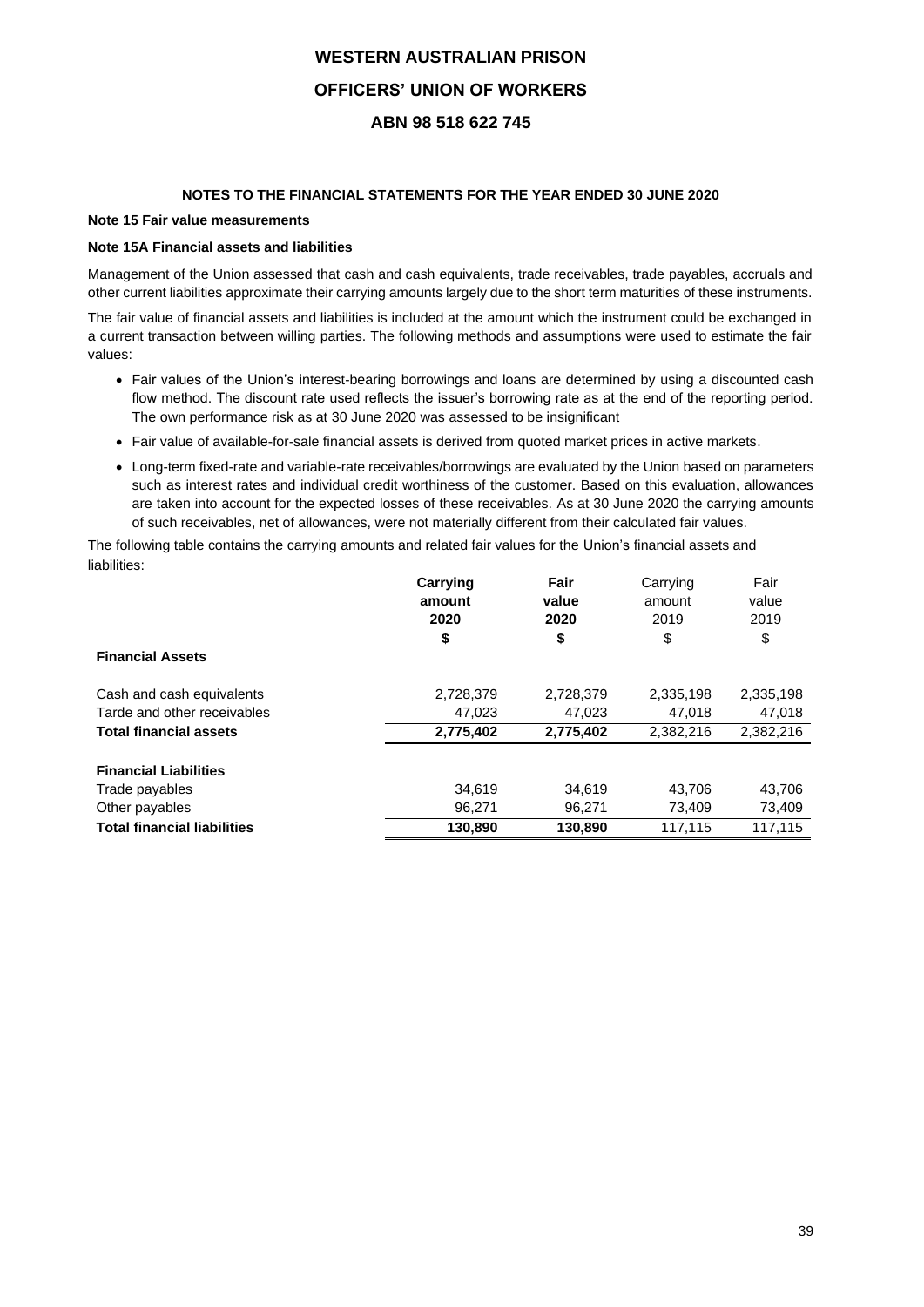WESTERN AUSTRALIAN PRISON

OFFICERS' UNION OF WORKERS

ABN 98 518 622 745

**NOTES TO THE FINANCIAL STATEMENTS FOR THE YEAR ENDED 30 JUNE 2020**

**Note 15 Fair value measurements**

**Note 15A Financial assets and liabilities**

Management of the Union assessed that cash and cash equivalents, trade receivables, trade payables, accruals and other current liabilities approximate their carrying amounts largely due to the short term maturities of these instruments.

The fair value of financial assets and liabilities is included at the amount which the instrument could be exchanged in a current transaction between willing parties. The following methods and assumptions were used to estimate the fair values:

- Fair values of the Union's interest-bearing borrowings and loans are determined by using a discounted cash flow method. The discount rate used reflects the issuer's borrowing rate as at the end of the reporting period. The own performance risk as at 30 June 2020 was assessed to be insignificant
- Fair value of available-for-sale financial assets is derived from quoted market prices in active markets.
- Long-term fixed-rate and variable-rate receivables/borrowings are evaluated by the Union based on parameters such as interest rates and individual credit worthiness of the customer. Based on this evaluation, allowances are taken into account for the expected losses of these receivables. As at 30 June 2020 the carrying amounts of such receivables, net of allowances, were not materially different from their calculated fair values.

The following table contains the carrying amounts and related fair values for the Union's financial assets and liabilities:

| | **Carrying amount 2020** | **Fair value 2020** | Carrying amount 2019 | Fair value 2019 |
|---|---|---|---|---|
| | **$** | **$** | $ | $ |
| **Financial Assets** | | | | |
| Cash and cash equivalents | 2,728,379 | 2,728,379 | 2,335,198 | 2,335,198 |
| Tarde and other receivables | 47,023 | 47,023 | 47,018 | 47,018 |
| **Total financial assets** | **2,775,402** | **2,775,402** | 2,382,216 | 2,382,216 |
| **Financial Liabilities** | | | | |
| Trade payables | 34,619 | 34,619 | 43,706 | 43,706 |
| Other payables | 96,271 | 96,271 | 73,409 | 73,409 |
| **Total financial liabilities** | **130,890** | **130,890** | 117,115 | 117,115 |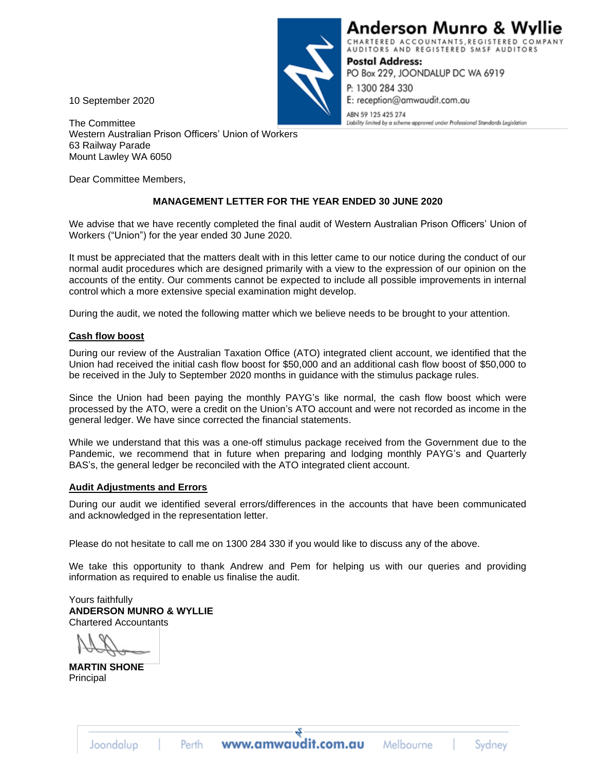**Anderson Munro & Wyllie**
CHARTERED ACCOUNTANTS, REGISTERED COMPANY AUDITORS AND REGISTERED SMSF AUDITORS

**Postal Address:**
PO Box 229, JOONDALUP DC WA 6919
P: 1300 284 330
E: reception@amwaudit.com.au
ABN 59 125 425 274
*Liability limited by a scheme approved under Professional Standards Legislation*

10 September 2020

The Committee
Western Australian Prison Officers' Union of Workers
63 Railway Parade
Mount Lawley WA 6050

Dear Committee Members,

**MANAGEMENT LETTER FOR THE YEAR ENDED 30 JUNE 2020**

We advise that we have recently completed the final audit of Western Australian Prison Officers' Union of Workers ("Union") for the year ended 30 June 2020.

It must be appreciated that the matters dealt with in this letter came to our notice during the conduct of our normal audit procedures which are designed primarily with a view to the expression of our opinion on the accounts of the entity. Our comments cannot be expected to include all possible improvements in internal control which a more extensive special examination might develop.

During the audit, we noted the following matter which we believe needs to be brought to your attention.

**Cash flow boost**

During our review of the Australian Taxation Office (ATO) integrated client account, we identified that the Union had received the initial cash flow boost for $50,000 and an additional cash flow boost of $50,000 to be received in the July to September 2020 months in guidance with the stimulus package rules.

Since the Union had been paying the monthly PAYG's like normal, the cash flow boost which were processed by the ATO, were a credit on the Union's ATO account and were not recorded as income in the general ledger. We have since corrected the financial statements.

While we understand that this was a one-off stimulus package received from the Government due to the Pandemic, we recommend that in future when preparing and lodging monthly PAYG's and Quarterly BAS's, the general ledger be reconciled with the ATO integrated client account.

**Audit Adjustments and Errors**

During our audit we identified several errors/differences in the accounts that have been communicated and acknowledged in the representation letter.

Please do not hesitate to call me on 1300 284 330 if you would like to discuss any of the above.

We take this opportunity to thank Andrew and Pem for helping us with our queries and providing information as required to enable us finalise the audit.

Yours faithfully
**ANDERSON MUNRO & WYLLIE**
Chartered Accountants

**MARTIN SHONE**
Principal

Joondalup | Perth | www.amwaudit.com.au | Melbourne | Sydney